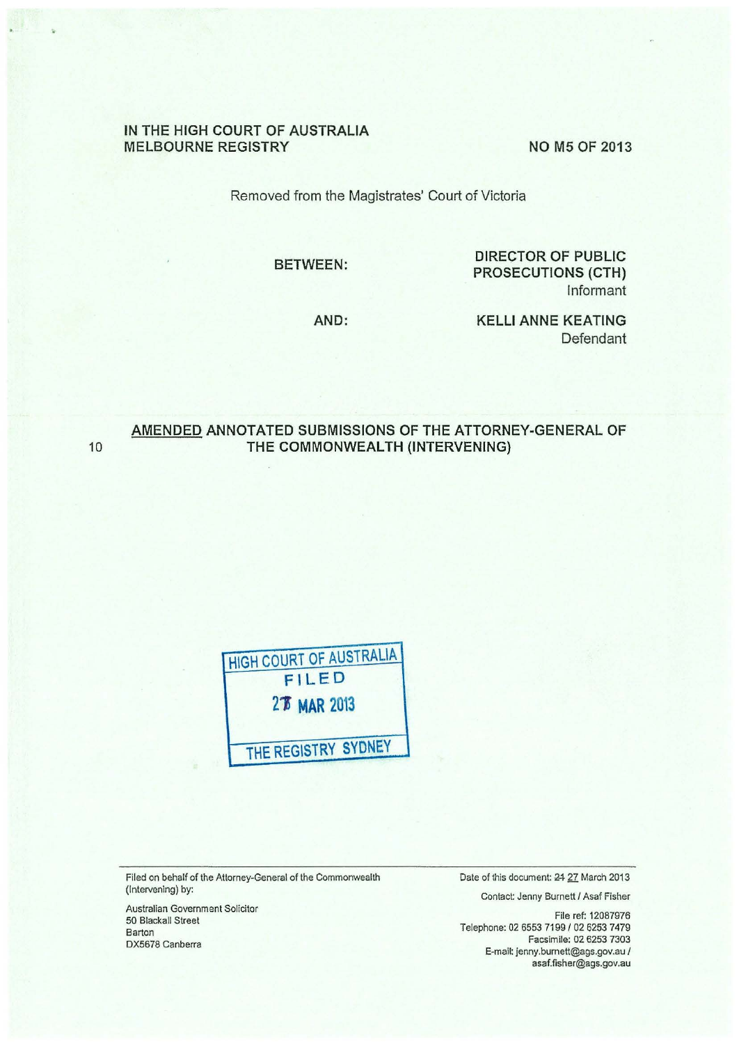IN THE HIGH COURT OF AUSTRALIA
MELBOURNE REGISTRY

NO M5 OF 2013

Removed from the Magistrates' Court of Victoria

BETWEEN:

**DIRECTOR OF PUBLIC PROSECUTIONS (CTH)**
Informant

AND:

**KELLI ANNE KEATING**
Defendant

# AMENDED ANNOTATED SUBMISSIONS OF THE ATTORNEY-GENERAL OF THE COMMONWEALTH (INTERVENING)

HIGH COURT OF AUSTRALIA
FILED
27 MAR 2013
THE REGISTRY SYDNEY

Filed on behalf of the Attorney-General of the Commonwealth (Intervening) by:

Australian Government Solicitor
50 Blackall Street
Barton
DX5678 Canberra

Date of this document: ~~24~~ 27 March 2013

Contact: Jenny Burnett / Asaf Fisher

File ref: 12087976
Telephone: 02 6553 7199 / 02 6253 7479
Facsimile: 02 6253 7303
E-mail: jenny.burnett@ags.gov.au / asaf.fisher@ags.gov.au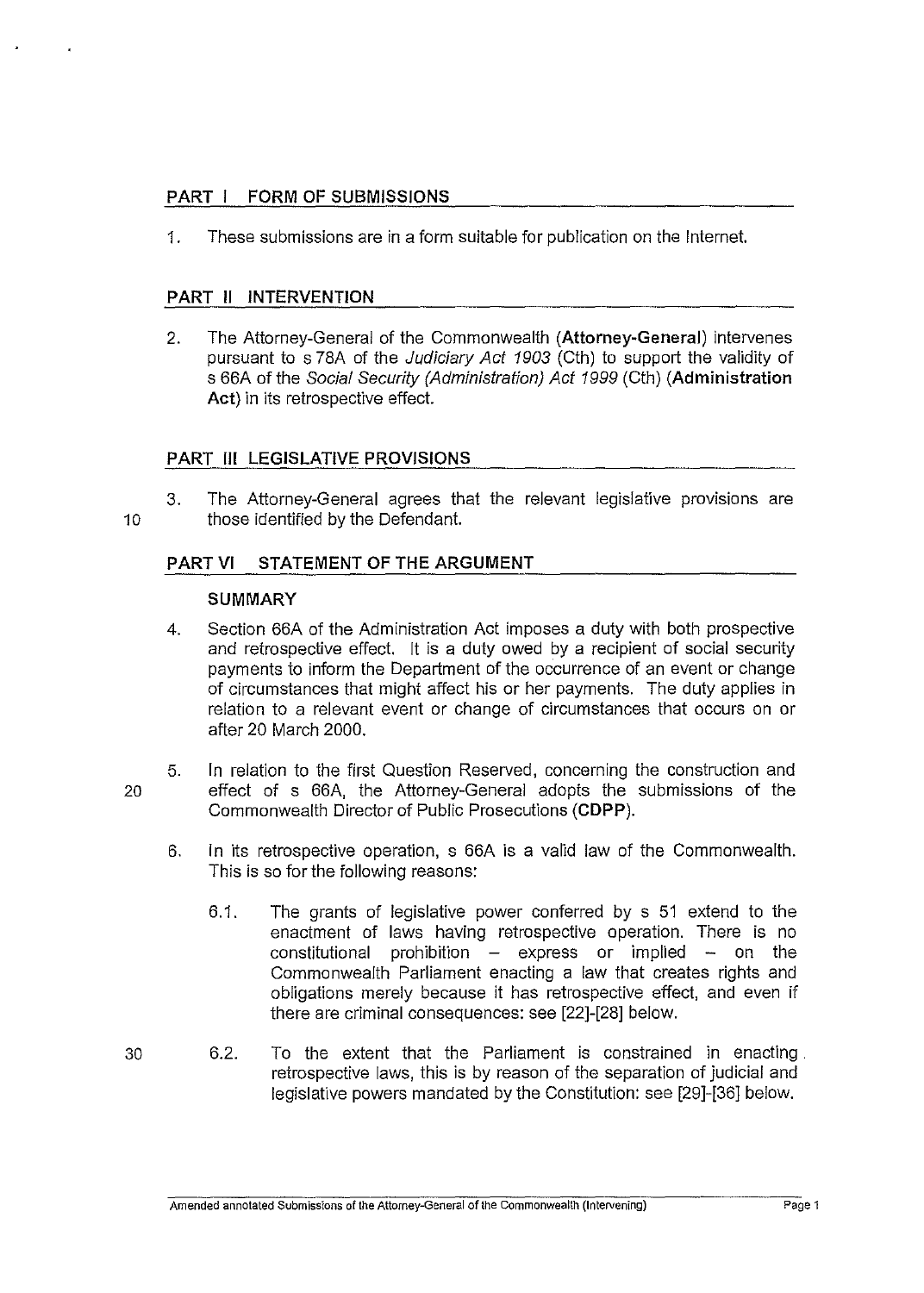## PART I FORM OF SUBMISSIONS

1. These submissions are in a form suitable for publication on the Internet.

## PART II INTERVENTION

2. The Attorney-General of the Commonwealth (**Attorney-General**) intervenes pursuant to s 78A of the *Judiciary Act 1903* (Cth) to support the validity of s 66A of the *Social Security (Administration) Act 1999* (Cth) (**Administration Act**) in its retrospective effect.

## PART III LEGISLATIVE PROVISIONS

3. The Attorney-General agrees that the relevant legislative provisions are those identified by the Defendant.

## PART VI STATEMENT OF THE ARGUMENT

### SUMMARY

4. Section 66A of the Administration Act imposes a duty with both prospective and retrospective effect. It is a duty owed by a recipient of social security payments to inform the Department of the occurrence of an event or change of circumstances that might affect his or her payments. The duty applies in relation to a relevant event or change of circumstances that occurs on or after 20 March 2000.

5. In relation to the first Question Reserved, concerning the construction and effect of s 66A, the Attorney-General adopts the submissions of the Commonwealth Director of Public Prosecutions (**CDPP**).

6. In its retrospective operation, s 66A is a valid law of the Commonwealth. This is so for the following reasons:

   6.1. The grants of legislative power conferred by s 51 extend to the enactment of laws having retrospective operation. There is no constitutional prohibition – express or implied – on the Commonwealth Parliament enacting a law that creates rights and obligations merely because it has retrospective effect, and even if there are criminal consequences: see [22]-[28] below.

   6.2. To the extent that the Parliament is constrained in enacting retrospective laws, this is by reason of the separation of judicial and legislative powers mandated by the Constitution: see [29]-[36] below.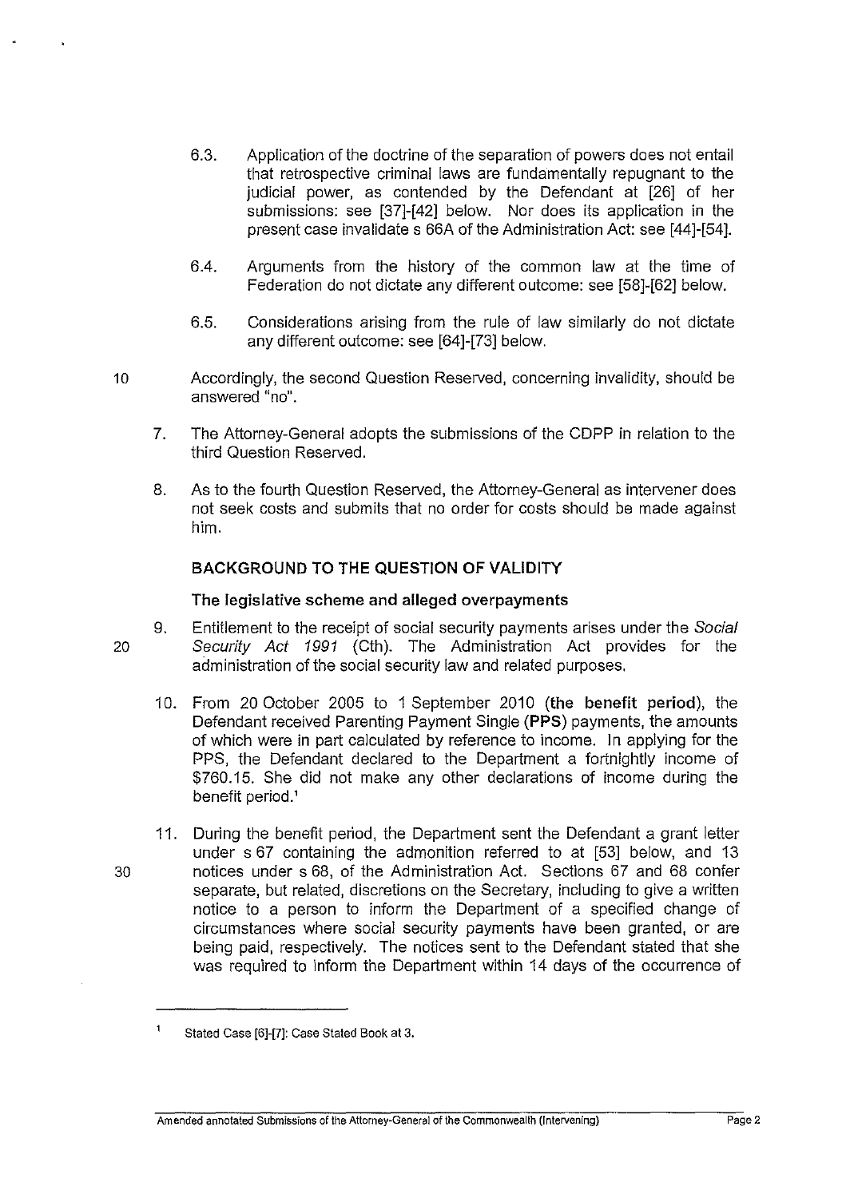6.3. Application of the doctrine of the separation of powers does not entail that retrospective criminal laws are fundamentally repugnant to the judicial power, as contended by the Defendant at [26] of her submissions: see [37]-[42] below. Nor does its application in the present case invalidate s 66A of the Administration Act: see [44]-[54].

6.4. Arguments from the history of the common law at the time of Federation do not dictate any different outcome: see [58]-[62] below.

6.5. Considerations arising from the rule of law similarly do not dictate any different outcome: see [64]-[73] below.

Accordingly, the second Question Reserved, concerning invalidity, should be answered "no".

7. The Attorney-General adopts the submissions of the CDPP in relation to the third Question Reserved.

8. As to the fourth Question Reserved, the Attorney-General as intervener does not seek costs and submits that no order for costs should be made against him.

## BACKGROUND TO THE QUESTION OF VALIDITY

### The legislative scheme and alleged overpayments

9. Entitlement to the receipt of social security payments arises under the *Social Security Act 1991* (Cth). The Administration Act provides for the administration of the social security law and related purposes.

10. From 20 October 2005 to 1 September 2010 (**the benefit period**), the Defendant received Parenting Payment Single (**PPS**) payments, the amounts of which were in part calculated by reference to income. In applying for the PPS, the Defendant declared to the Department a fortnightly income of $760.15. She did not make any other declarations of income during the benefit period.[1]

11. During the benefit period, the Department sent the Defendant a grant letter under s 67 containing the admonition referred to at [53] below, and 13 notices under s 68, of the Administration Act. Sections 67 and 68 confer separate, but related, discretions on the Secretary, including to give a written notice to a person to inform the Department of a specified change of circumstances where social security payments have been granted, or are being paid, respectively. The notices sent to the Defendant stated that she was required to inform the Department within 14 days of the occurrence of

---

[1] Stated Case [6]-[7]: Case Stated Book at 3.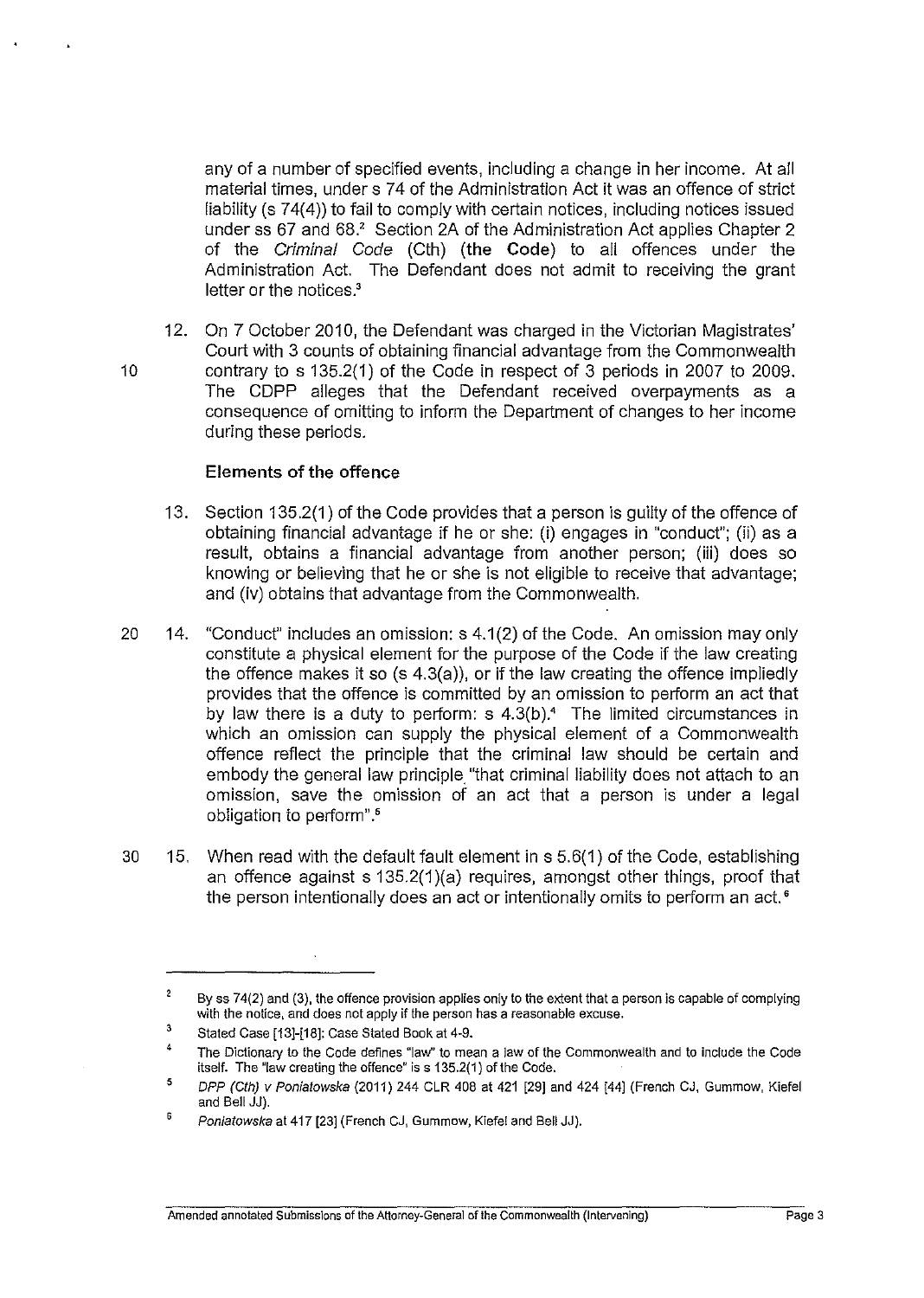any of a number of specified events, including a change in her income. At all material times, under s 74 of the Administration Act it was an offence of strict liability (s 74(4)) to fail to comply with certain notices, including notices issued under ss 67 and 68.[2] Section 2A of the Administration Act applies Chapter 2 of the *Criminal Code* (Cth) (**the Code**) to all offences under the Administration Act. The Defendant does not admit to receiving the grant letter or the notices.[3]

12. On 7 October 2010, the Defendant was charged in the Victorian Magistrates' Court with 3 counts of obtaining financial advantage from the Commonwealth contrary to s 135.2(1) of the Code in respect of 3 periods in 2007 to 2009. The CDPP alleges that the Defendant received overpayments as a consequence of omitting to inform the Department of changes to her income during these periods.

**Elements of the offence**

13. Section 135.2(1) of the Code provides that a person is guilty of the offence of obtaining financial advantage if he or she: (i) engages in "conduct"; (ii) as a result, obtains a financial advantage from another person; (iii) does so knowing or believing that he or she is not eligible to receive that advantage; and (iv) obtains that advantage from the Commonwealth.

14. "Conduct" includes an omission: s 4.1(2) of the Code. An omission may only constitute a physical element for the purpose of the Code if the law creating the offence makes it so (s 4.3(a)), or if the law creating the offence impliedly provides that the offence is committed by an omission to perform an act that by law there is a duty to perform: s 4.3(b).[4] The limited circumstances in which an omission can supply the physical element of a Commonwealth offence reflect the principle that the criminal law should be certain and embody the general law principle "that criminal liability does not attach to an omission, save the omission of an act that a person is under a legal obligation to perform".[5]

15. When read with the default fault element in s 5.6(1) of the Code, establishing an offence against s 135.2(1)(a) requires, amongst other things, proof that the person intentionally does an act or intentionally omits to perform an act.[6]

---

[2] By ss 74(2) and (3), the offence provision applies only to the extent that a person is capable of complying with the notice, and does not apply if the person has a reasonable excuse.

[3] Stated Case [13]-[18]: Case Stated Book at 4-9.

[4] The Dictionary to the Code defines "law" to mean a law of the Commonwealth and to include the Code itself. The "law creating the offence" is s 135.2(1) of the Code.

[5] *DPP (Cth) v Poniatowska* (2011) 244 CLR 408 at 421 [29] and 424 [44] (French CJ, Gummow, Kiefel and Bell JJ).

[6] *Poniatowska* at 417 [23] (French CJ, Gummow, Kiefel and Bell JJ).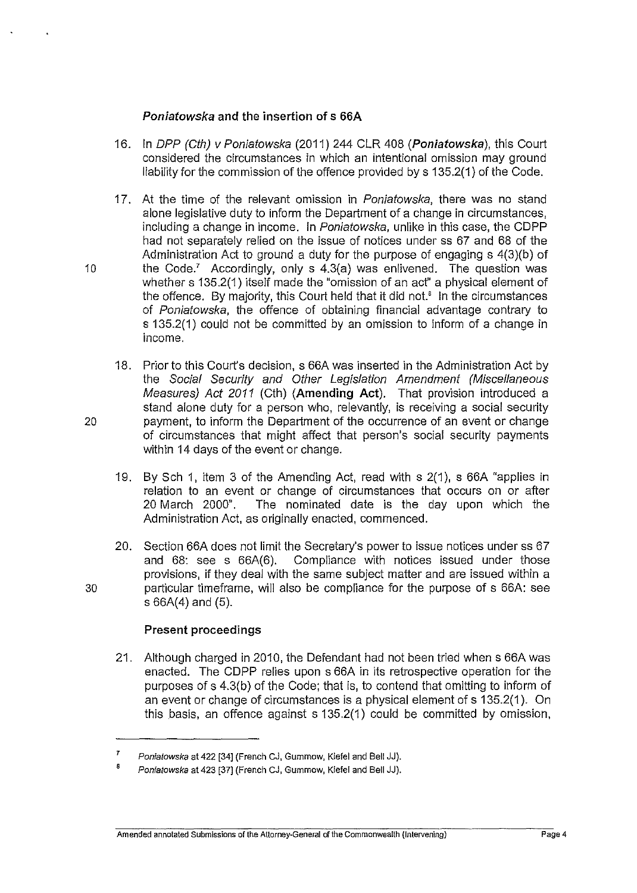### *Poniatowska* and the insertion of s 66A

16. In *DPP (Cth) v Poniatowska* (2011) 244 CLR 408 (***Poniatowska***), this Court considered the circumstances in which an intentional omission may ground liability for the commission of the offence provided by s 135.2(1) of the Code.

17. At the time of the relevant omission in *Poniatowska*, there was no stand alone legislative duty to inform the Department of a change in circumstances, including a change in income. In *Poniatowska*, unlike in this case, the CDPP had not separately relied on the issue of notices under ss 67 and 68 of the Administration Act to ground a duty for the purpose of engaging s 4(3)(b) of the Code.[7] Accordingly, only s 4.3(a) was enlivened. The question was whether s 135.2(1) itself made the "omission of an act" a physical element of the offence. By majority, this Court held that it did not.[8] In the circumstances of *Poniatowska*, the offence of obtaining financial advantage contrary to s 135.2(1) could not be committed by an omission to inform of a change in income.

18. Prior to this Court's decision, s 66A was inserted in the Administration Act by the *Social Security and Other Legislation Amendment (Miscellaneous Measures) Act 2011* (Cth) (**Amending Act**). That provision introduced a stand alone duty for a person who, relevantly, is receiving a social security payment, to inform the Department of the occurrence of an event or change of circumstances that might affect that person's social security payments within 14 days of the event or change.

19. By Sch 1, item 3 of the Amending Act, read with s 2(1), s 66A "applies in relation to an event or change of circumstances that occurs on or after 20 March 2000". The nominated date is the day upon which the Administration Act, as originally enacted, commenced.

20. Section 66A does not limit the Secretary's power to issue notices under ss 67 and 68: see s 66A(6). Compliance with notices issued under those provisions, if they deal with the same subject matter and are issued within a particular timeframe, will also be compliance for the purpose of s 66A: see s 66A(4) and (5).

### Present proceedings

21. Although charged in 2010, the Defendant had not been tried when s 66A was enacted. The CDPP relies upon s 66A in its retrospective operation for the purposes of s 4.3(b) of the Code; that is, to contend that omitting to inform of an event or change of circumstances is a physical element of s 135.2(1). On this basis, an offence against s 135.2(1) could be committed by omission,

---

[7] *Poniatowska* at 422 [34] (French CJ, Gummow, Kiefel and Bell JJ).

[8] *Poniatowska* at 423 [37] (French CJ, Gummow, Kiefel and Bell JJ).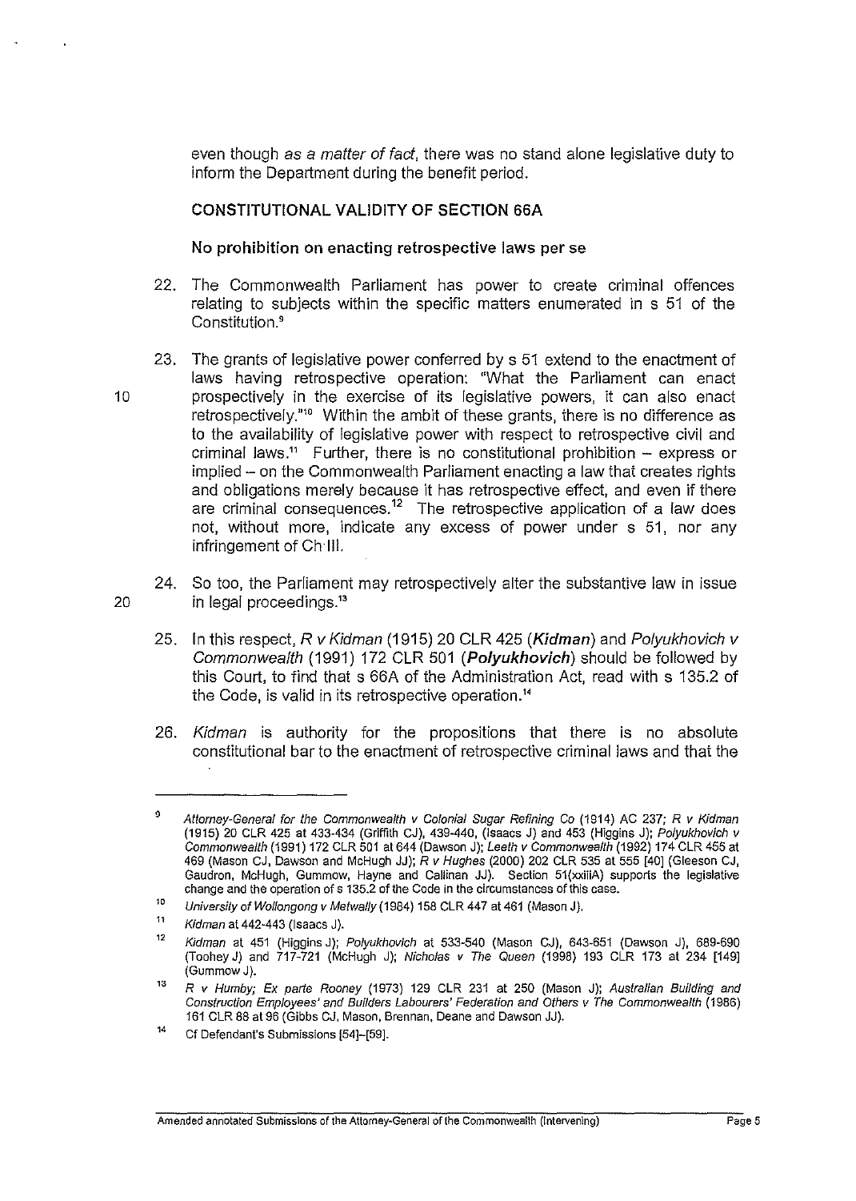even though *as a matter of fact*, there was no stand alone legislative duty to inform the Department during the benefit period.

**CONSTITUTIONAL VALIDITY OF SECTION 66A**

**No prohibition on enacting retrospective laws per se**

22. The Commonwealth Parliament has power to create criminal offences relating to subjects within the specific matters enumerated in s 51 of the Constitution.[9]

23. The grants of legislative power conferred by s 51 extend to the enactment of laws having retrospective operation: "What the Parliament can enact prospectively in the exercise of its legislative powers, it can also enact retrospectively."[10] Within the ambit of these grants, there is no difference as to the availability of legislative power with respect to retrospective civil and criminal laws.[11] Further, there is no constitutional prohibition – express or implied – on the Commonwealth Parliament enacting a law that creates rights and obligations merely because it has retrospective effect, and even if there are criminal consequences.[12] The retrospective application of a law does not, without more, indicate any excess of power under s 51, nor any infringement of Ch III.

24. So too, the Parliament may retrospectively alter the substantive law in issue in legal proceedings.[13]

25. In this respect, *R v Kidman* (1915) 20 CLR 425 (***Kidman***) and *Polyukhovich v Commonwealth* (1991) 172 CLR 501 (***Polyukhovich***) should be followed by this Court, to find that s 66A of the Administration Act, read with s 135.2 of the Code, is valid in its retrospective operation.[14]

26. *Kidman* is authority for the propositions that there is no absolute constitutional bar to the enactment of retrospective criminal laws and that the

---

[9] *Attorney-General for the Commonwealth v Colonial Sugar Refining Co* (1914) AC 237; *R v Kidman* (1915) 20 CLR 425 at 433-434 (Griffith CJ), 439-440, (Isaacs J) and 453 (Higgins J); *Polyukhovich v Commonwealth* (1991) 172 CLR 501 at 644 (Dawson J); *Leeth v Commonwealth* (1992) 174 CLR 455 at 469 (Mason CJ, Dawson and McHugh JJ); *R v Hughes* (2000) 202 CLR 535 at 555 [40] (Gleeson CJ, Gaudron, McHugh, Gummow, Hayne and Callinan JJ). Section 51(xxiiiA) supports the legislative change and the operation of s 135.2 of the Code in the circumstances of this case.

[10] *University of Wollongong v Metwally* (1984) 158 CLR 447 at 461 (Mason J).

[11] *Kidman* at 442-443 (Isaacs J).

[12] *Kidman* at 451 (Higgins J); *Polyukhovich* at 533-540 (Mason CJ), 643-651 (Dawson J), 689-690 (Toohey J) and 717-721 (McHugh J); *Nicholas v The Queen* (1998) 193 CLR 173 at 234 [149] (Gummow J).

[13] *R v Humby; Ex parte Rooney* (1973) 129 CLR 231 at 250 (Mason J); *Australian Building and Construction Employees' and Builders Labourers' Federation and Others v The Commonwealth* (1986) 161 CLR 88 at 96 (Gibbs CJ, Mason, Brennan, Deane and Dawson JJ).

[14] Cf Defendant's Submissions [54]–[59].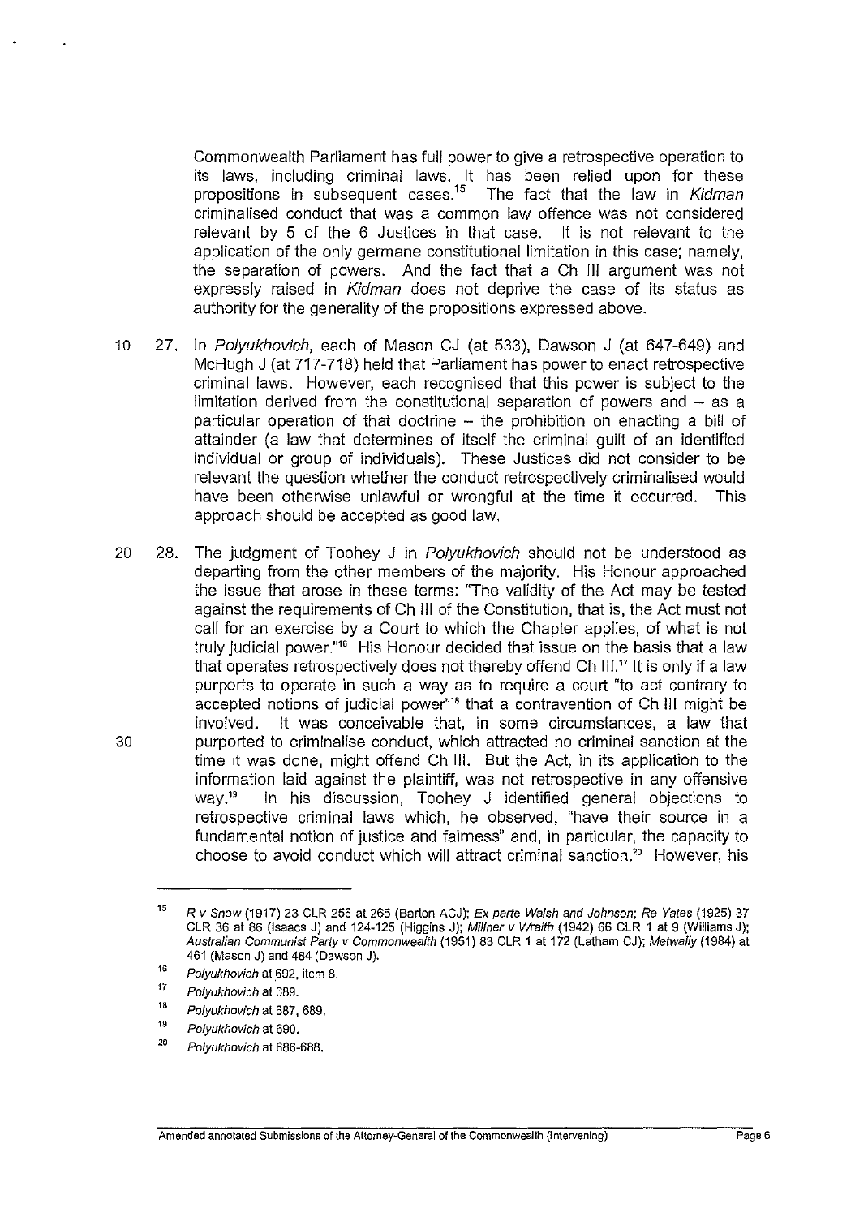Commonwealth Parliament has full power to give a retrospective operation to its laws, including criminal laws. It has been relied upon for these propositions in subsequent cases.[15] The fact that the law in *Kidman* criminalised conduct that was a common law offence was not considered relevant by 5 of the 6 Justices in that case. It is not relevant to the application of the only germane constitutional limitation in this case; namely, the separation of powers. And the fact that a Ch III argument was not expressly raised in *Kidman* does not deprive the case of its status as authority for the generality of the propositions expressed above.

27. In *Polyukhovich*, each of Mason CJ (at 533), Dawson J (at 647-649) and McHugh J (at 717-718) held that Parliament has power to enact retrospective criminal laws. However, each recognised that this power is subject to the limitation derived from the constitutional separation of powers and – as a particular operation of that doctrine – the prohibition on enacting a bill of attainder (a law that determines of itself the criminal guilt of an identified individual or group of individuals). These Justices did not consider to be relevant the question whether the conduct retrospectively criminalised would have been otherwise unlawful or wrongful at the time it occurred. This approach should be accepted as good law.

28. The judgment of Toohey J in *Polyukhovich* should not be understood as departing from the other members of the majority. His Honour approached the issue that arose in these terms: "The validity of the Act may be tested against the requirements of Ch III of the Constitution, that is, the Act must not call for an exercise by a Court to which the Chapter applies, of what is not truly judicial power."[16] His Honour decided that issue on the basis that a law that operates retrospectively does not thereby offend Ch III.[17] It is only if a law purports to operate in such a way as to require a court "to act contrary to accepted notions of judicial power"[18] that a contravention of Ch III might be involved. It was conceivable that, in some circumstances, a law that purported to criminalise conduct, which attracted no criminal sanction at the time it was done, might offend Ch III. But the Act, in its application to the information laid against the plaintiff, was not retrospective in any offensive way.[19] In his discussion, Toohey J identified general objections to retrospective criminal laws which, he observed, "have their source in a fundamental notion of justice and fairness" and, in particular, the capacity to choose to avoid conduct which will attract criminal sanction.[20] However, his

---

[15] *R v Snow* (1917) 23 CLR 256 at 265 (Barton ACJ); *Ex parte Walsh and Johnson; Re Yates* (1925) 37 CLR 36 at 86 (Isaacs J) and 124-125 (Higgins J); *Millner v Wraith* (1942) 66 CLR 1 at 9 (Williams J); *Australian Communist Party v Commonwealth* (1951) 83 CLR 1 at 172 (Latham CJ); *Metwally* (1984) at 461 (Mason J) and 484 (Dawson J).

[16] *Polyukhovich* at 692, item 8.

[17] *Polyukhovich* at 689.

[18] *Polyukhovich* at 687, 689.

[19] *Polyukhovich* at 690.

[20] *Polyukhovich* at 686-688.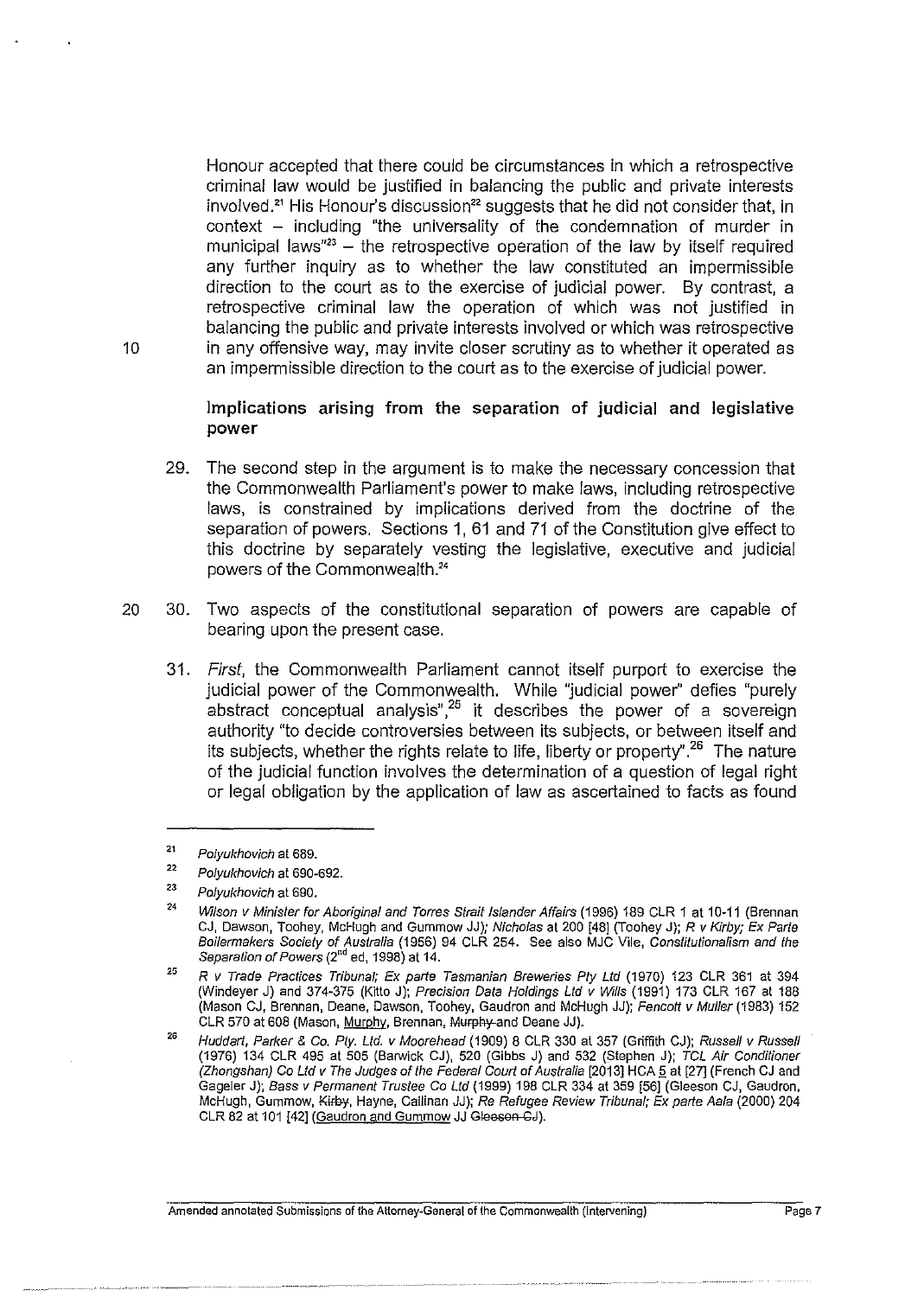Honour accepted that there could be circumstances in which a retrospective criminal law would be justified in balancing the public and private interests involved.[21] His Honour's discussion[22] suggests that he did not consider that, in context – including "the universality of the condemnation of murder in municipal laws"[23] – the retrospective operation of the law by itself required any further inquiry as to whether the law constituted an impermissible direction to the court as to the exercise of judicial power. By contrast, a retrospective criminal law the operation of which was not justified in balancing the public and private interests involved or which was retrospective in any offensive way, may invite closer scrutiny as to whether it operated as an impermissible direction to the court as to the exercise of judicial power.

## Implications arising from the separation of judicial and legislative power

29. The second step in the argument is to make the necessary concession that the Commonwealth Parliament's power to make laws, including retrospective laws, is constrained by implications derived from the doctrine of the separation of powers. Sections 1, 61 and 71 of the Constitution give effect to this doctrine by separately vesting the legislative, executive and judicial powers of the Commonwealth.[24]

30. Two aspects of the constitutional separation of powers are capable of bearing upon the present case.

31. *First*, the Commonwealth Parliament cannot itself purport to exercise the judicial power of the Commonwealth. While "judicial power" defies "purely abstract conceptual analysis",[25] it describes the power of a sovereign authority "to decide controversies between its subjects, or between itself and its subjects, whether the rights relate to life, liberty or property".[26] The nature of the judicial function involves the determination of a question of legal right or legal obligation by the application of law as ascertained to facts as found

---

[21] *Polyukhovich* at 689.

[22] *Polyukhovich* at 690-692.

[23] *Polyukhovich* at 690.

[24] *Wilson v Minister for Aboriginal and Torres Strait Islander Affairs* (1996) 189 CLR 1 at 10-11 (Brennan CJ, Dawson, Toohey, McHugh and Gummow JJ); *Nicholas* at 200 [48] (Toohey J); *R v Kirby; Ex Parte Boilermakers Society of Australia* (1956) 94 CLR 254. See also MJC Vile, *Constitutionalism and the Separation of Powers* (2nd ed, 1998) at 14.

[25] *R v Trade Practices Tribunal; Ex parte Tasmanian Breweries Pty Ltd* (1970) 123 CLR 361 at 394 (Windeyer J) and 374-375 (Kitto J); *Precision Data Holdings Ltd v Wills* (1991) 173 CLR 167 at 188 (Mason CJ, Brennan, Deane, Dawson, Toohey, Gaudron and McHugh JJ); *Fencott v Muller* (1983) 152 CLR 570 at 608 (Mason, Murphy, Brennan, ~~Murphy~~ and Deane JJ).

[26] *Huddart, Parker & Co. Pty. Ltd. v Moorehead* (1909) 8 CLR 330 at 357 (Griffith CJ); *Russell v Russell* (1976) 134 CLR 495 at 505 (Barwick CJ), 520 (Gibbs J) and 532 (Stephen J); *TCL Air Conditioner (Zhongshan) Co Ltd v The Judges of the Federal Court of Australia* [2013] HCA 5 at [27] (French CJ and Gageler J); *Bass v Permanent Trustee Co Ltd* (1999) 198 CLR 334 at 359 [56] (Gleeson CJ, Gaudron, McHugh, Gummow, ~~Kirby~~, Hayne, Callinan JJ); *Re Refugee Review Tribunal; Ex parte Aala* (2000) 204 CLR 82 at 101 [42] (Gaudron and Gummow JJ ~~Gleeson CJ~~).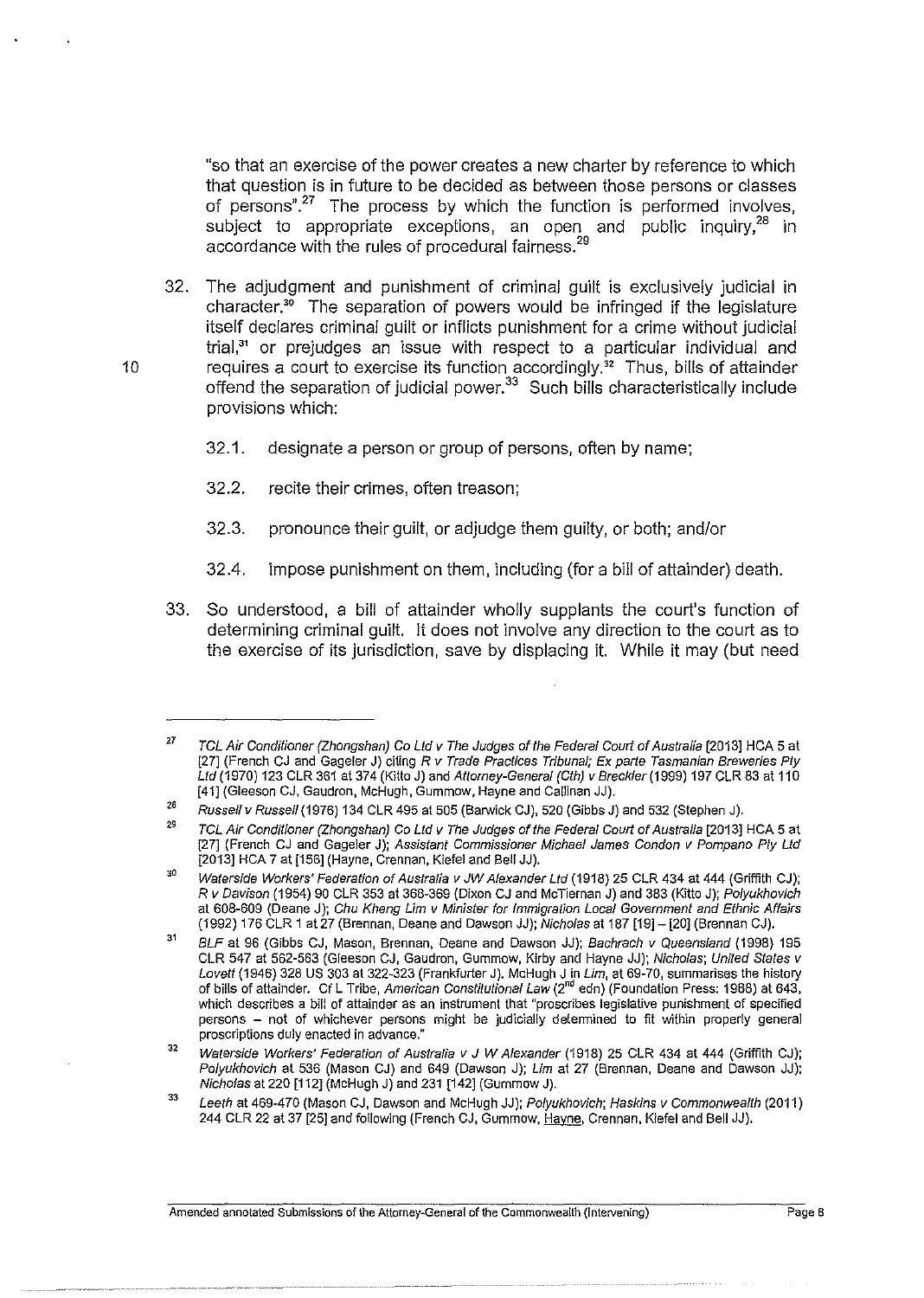"so that an exercise of the power creates a new charter by reference to which that question is in future to be decided as between those persons or classes of persons".[27] The process by which the function is performed involves, subject to appropriate exceptions, an open and public inquiry,[28] in accordance with the rules of procedural fairness.[29]

32. The adjudgment and punishment of criminal guilt is exclusively judicial in character.[30] The separation of powers would be infringed if the legislature itself declares criminal guilt or inflicts punishment for a crime without judicial trial,[31] or prejudges an issue with respect to a particular individual and requires a court to exercise its function accordingly.[32] Thus, bills of attainder offend the separation of judicial power.[33] Such bills characteristically include provisions which:

    32.1. designate a person or group of persons, often by name;

    32.2. recite their crimes, often treason;

    32.3. pronounce their guilt, or adjudge them guilty, or both; and/or

    32.4. impose punishment on them, including (for a bill of attainder) death.

33. So understood, a bill of attainder wholly supplants the court's function of determining criminal guilt. It does not involve any direction to the court as to the exercise of its jurisdiction, save by displacing it. While it may (but need

---

[27] *TCL Air Conditioner (Zhongshan) Co Ltd v The Judges of the Federal Court of Australia* [2013] HCA 5 at [27] (French CJ and Gageler J) citing *R v Trade Practices Tribunal; Ex parte Tasmanian Breweries Pty Ltd* (1970) 123 CLR 361 at 374 (Kitto J) and *Attorney-General (Cth) v Breckler* (1999) 197 CLR 83 at 110 [41] (Gleeson CJ, Gaudron, McHugh, Gummow, Hayne and Callinan JJ).

[28] *Russell v Russell* (1976) 134 CLR 495 at 505 (Barwick CJ), 520 (Gibbs J) and 532 (Stephen J).

[29] *TCL Air Conditioner (Zhongshan) Co Ltd v The Judges of the Federal Court of Australia* [2013] HCA 5 at [27] (French CJ and Gageler J); *Assistant Commissioner Michael James Condon v Pompano Pty Ltd* [2013] HCA 7 at [156] (Hayne, Crennan, Kiefel and Bell JJ).

[30] *Waterside Workers' Federation of Australia v JW Alexander Ltd* (1918) 25 CLR 434 at 444 (Griffith CJ); *R v Davison* (1954) 90 CLR 353 at 368-369 (Dixon CJ and McTiernan J) and 383 (Kitto J); *Polyukhovich* at 608-609 (Deane J); *Chu Kheng Lim v Minister for Immigration Local Government and Ethnic Affairs* (1992) 176 CLR 1 at 27 (Brennan, Deane and Dawson JJ); *Nicholas* at 187 [19] – [20] (Brennan CJ).

[31] *BLF* at 96 (Gibbs CJ, Mason, Brennan, Deane and Dawson JJ); *Bachrach v Queensland* (1998) 195 CLR 547 at 562-563 (Gleeson CJ, Gaudron, Gummow, Kirby and Hayne JJ); *Nicholas*; *United States v Lovett* (1946) 328 US 303 at 322-323 (Frankfurter J). McHugh J in *Lim*, at 69-70, summarises the history of bills of attainder. Cf L Tribe, *American Constitutional Law* (2nd edn) (Foundation Press: 1988) at 643, which describes a bill of attainder as an instrument that "proscribes legislative punishment of specified persons – not of whichever persons might be judicially determined to fit within properly general proscriptions duly enacted in advance."

[32] *Waterside Workers' Federation of Australia v J W Alexander* (1918) 25 CLR 434 at 444 (Griffith CJ); *Polyukhovich* at 536 (Mason CJ) and 649 (Dawson J); *Lim* at 27 (Brennan, Deane and Dawson JJ); *Nicholas* at 220 [112] (McHugh J) and 231 [142] (Gummow J).

[33] *Leeth* at 469-470 (Mason CJ, Dawson and McHugh JJ); *Polyukhovich*; *Haskins v Commonwealth* (2011) 244 CLR 22 at 37 [25] and following (French CJ, Gummow, Hayne, Crennan, Kiefel and Bell JJ).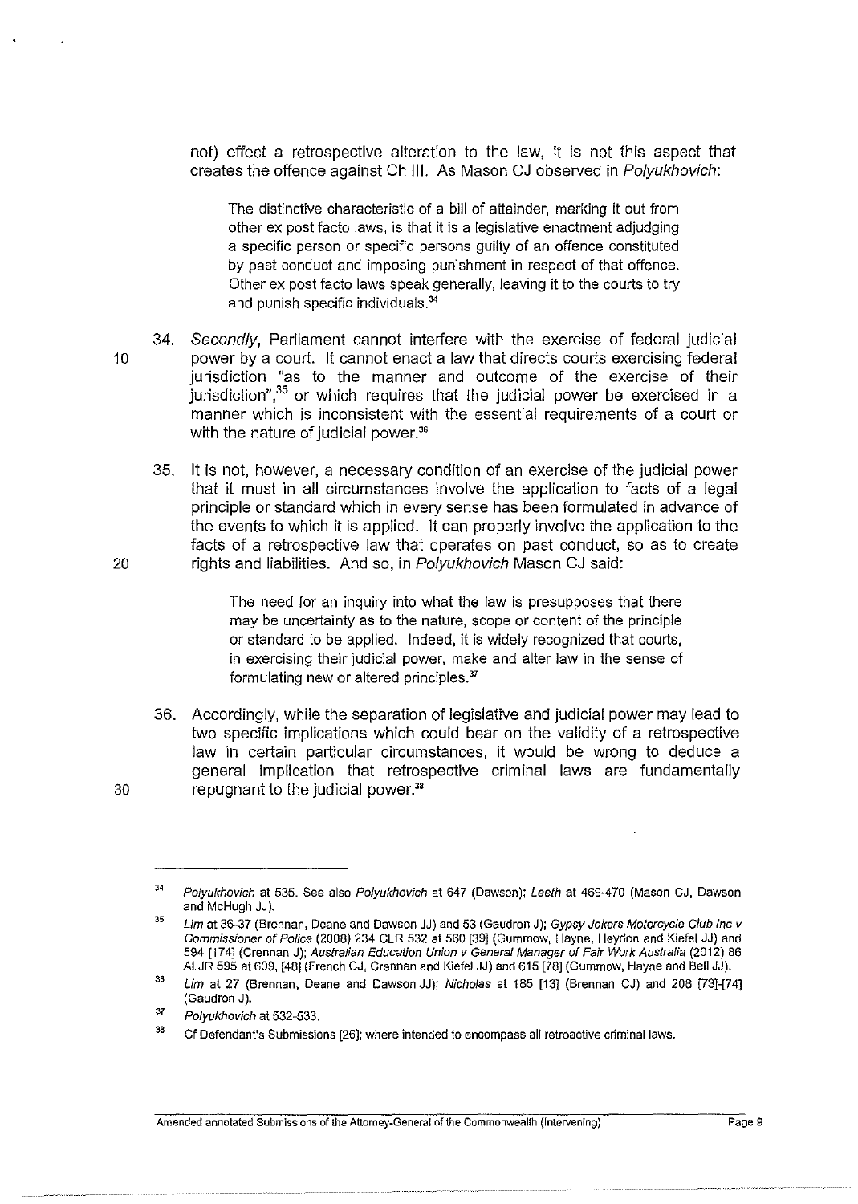not) effect a retrospective alteration to the law, it is not this aspect that creates the offence against Ch III. As Mason CJ observed in *Polyukhovich*:

> The distinctive characteristic of a bill of attainder, marking it out from other ex post facto laws, is that it is a legislative enactment adjudging a specific person or specific persons guilty of an offence constituted by past conduct and imposing punishment in respect of that offence. Other ex post facto laws speak generally, leaving it to the courts to try and punish specific individuals.[34]

34. *Secondly*, Parliament cannot interfere with the exercise of federal judicial power by a court. It cannot enact a law that directs courts exercising federal jurisdiction "as to the manner and outcome of the exercise of their jurisdiction",[35] or which requires that the judicial power be exercised in a manner which is inconsistent with the essential requirements of a court or with the nature of judicial power.[36]

35. It is not, however, a necessary condition of an exercise of the judicial power that it must in all circumstances involve the application to facts of a legal principle or standard which in every sense has been formulated in advance of the events to which it is applied. It can properly involve the application to the facts of a retrospective law that operates on past conduct, so as to create rights and liabilities. And so, in *Polyukhovich* Mason CJ said:

> The need for an inquiry into what the law is presupposes that there may be uncertainty as to the nature, scope or content of the principle or standard to be applied. Indeed, it is widely recognized that courts, in exercising their judicial power, make and alter law in the sense of formulating new or altered principles.[37]

36. Accordingly, while the separation of legislative and judicial power may lead to two specific implications which could bear on the validity of a retrospective law in certain particular circumstances, it would be wrong to deduce a general implication that retrospective criminal laws are fundamentally repugnant to the judicial power.[38]

---

[34] *Polyukhovich* at 535. See also *Polyukhovich* at 647 (Dawson); *Leeth* at 469-470 (Mason CJ, Dawson and McHugh JJ).

[35] *Lim* at 36-37 (Brennan, Deane and Dawson JJ) and 53 (Gaudron J); *Gypsy Jokers Motorcycle Club Inc v Commissioner of Police* (2008) 234 CLR 532 at 560 [39] (Gummow, Hayne, Heydon and Kiefel JJ) and 594 [174] (Crennan J); *Australian Education Union v General Manager of Fair Work Australia* (2012) 86 ALJR 595 at 609, [48] (French CJ, Crennan and Kiefel JJ) and 615 [78] (Gummow, Hayne and Bell JJ).

[36] *Lim* at 27 (Brennan, Deane and Dawson JJ); *Nicholas* at 185 [13] (Brennan CJ) and 208 [73]-[74] (Gaudron J).

[37] *Polyukhovich* at 532-533.

[38] Cf Defendant's Submissions [26]; where intended to encompass all retroactive criminal laws.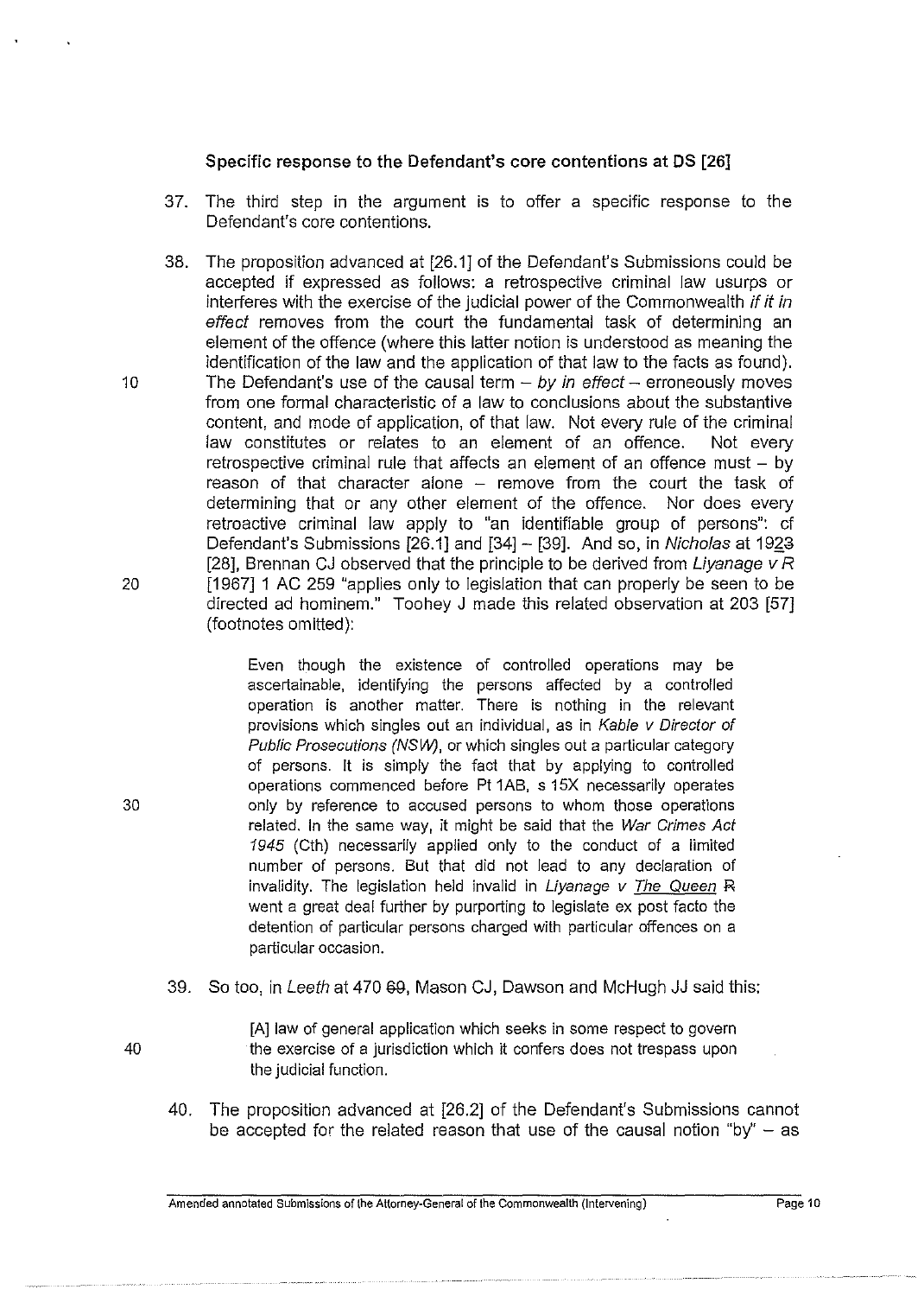**Specific response to the Defendant's core contentions at DS [26]**

37. The third step in the argument is to offer a specific response to the Defendant's core contentions.

38. The proposition advanced at [26.1] of the Defendant's Submissions could be accepted if expressed as follows: a retrospective criminal law usurps or interferes with the exercise of the judicial power of the Commonwealth *if it in effect* removes from the court the fundamental task of determining an element of the offence (where this latter notion is understood as meaning the identification of the law and the application of that law to the facts as found). The Defendant's use of the causal term – *by in effect* – erroneously moves from one formal characteristic of a law to conclusions about the substantive content, and mode of application, of that law. Not every rule of the criminal law constitutes or relates to an element of an offence. Not every retrospective criminal rule that affects an element of an offence must – by reason of that character alone – remove from the court the task of determining that or any other element of the offence. Nor does every retroactive criminal law apply to "an identifiable group of persons": cf Defendant's Submissions [26.1] and [34] – [39]. And so, in *Nicholas* at 192 [28], Brennan CJ observed that the principle to be derived from *Liyanage v R* [1967] 1 AC 259 "applies only to legislation that can properly be seen to be directed ad hominem." Toohey J made this related observation at 203 [57] (footnotes omitted):

> Even though the existence of controlled operations may be ascertainable, identifying the persons affected by a controlled operation is another matter. There is nothing in the relevant provisions which singles out an individual, as in *Kable v Director of Public Prosecutions (NSW)*, or which singles out a particular category of persons. It is simply the fact that by applying to controlled operations commenced before Pt 1AB, s 15X necessarily operates only by reference to accused persons to whom those operations related. In the same way, it might be said that the *War Crimes Act 1945* (Cth) necessarily applied only to the conduct of a limited number of persons. But that did not lead to any declaration of invalidity. The legislation held invalid in *Liyanage v The Queen* went a great deal further by purporting to legislate ex post facto the detention of particular persons charged with particular offences on a particular occasion.

39. So too, in *Leeth* at 470, Mason CJ, Dawson and McHugh JJ said this:

> [A] law of general application which seeks in some respect to govern the exercise of a jurisdiction which it confers does not trespass upon the judicial function.

40. The proposition advanced at [26.2] of the Defendant's Submissions cannot be accepted for the related reason that use of the causal notion "by" – as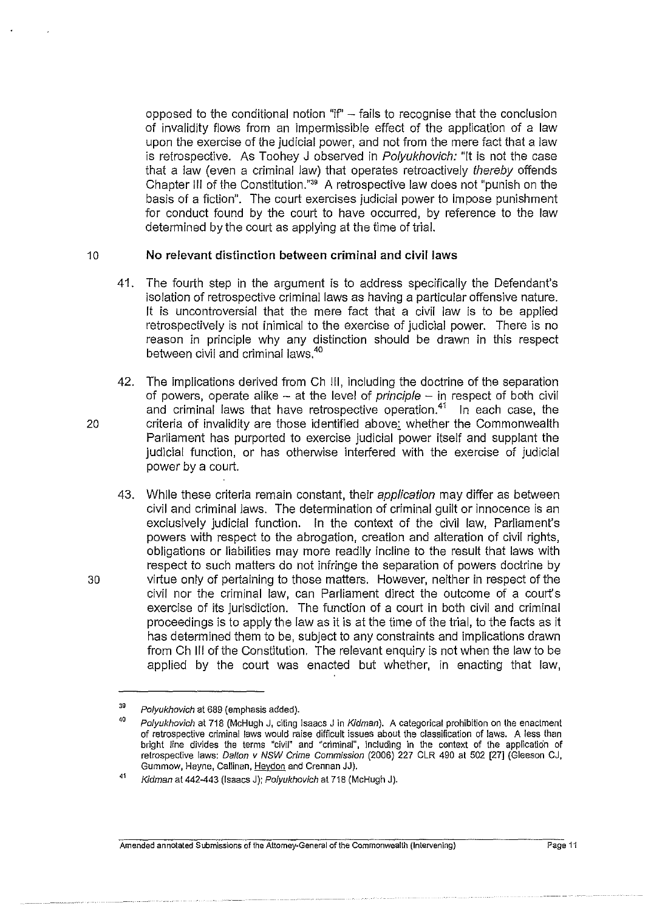opposed to the conditional notion "if" – fails to recognise that the conclusion of invalidity flows from an impermissible effect of the application of a law upon the exercise of the judicial power, and not from the mere fact that a law is retrospective. As Toohey J observed in *Polyukhovich:* "It is not the case that a law (even a criminal law) that operates retroactively *thereby* offends Chapter III of the Constitution."[39] A retrospective law does not "punish on the basis of a fiction". The court exercises judicial power to impose punishment for conduct found by the court to have occurred, by reference to the law determined by the court as applying at the time of trial.

### No relevant distinction between criminal and civil laws

41. The fourth step in the argument is to address specifically the Defendant's isolation of retrospective criminal laws as having a particular offensive nature. It is uncontroversial that the mere fact that a civil law is to be applied retrospectively is not inimical to the exercise of judicial power. There is no reason in principle why any distinction should be drawn in this respect between civil and criminal laws.[40]

42. The implications derived from Ch III, including the doctrine of the separation of powers, operate alike – at the level of *principle* – in respect of both civil and criminal laws that have retrospective operation.[41] In each case, the criteria of invalidity are those identified above: whether the Commonwealth Parliament has purported to exercise judicial power itself and supplant the judicial function, or has otherwise interfered with the exercise of judicial power by a court.

43. While these criteria remain constant, their *application* may differ as between civil and criminal laws. The determination of criminal guilt or innocence is an exclusively judicial function. In the context of the civil law, Parliament's powers with respect to the abrogation, creation and alteration of civil rights, obligations or liabilities may more readily incline to the result that laws with respect to such matters do not infringe the separation of powers doctrine by virtue only of pertaining to those matters. However, neither in respect of the civil nor the criminal law, can Parliament direct the outcome of a court's exercise of its jurisdiction. The function of a court in both civil and criminal proceedings is to apply the law as it is at the time of the trial, to the facts as it has determined them to be, subject to any constraints and implications drawn from Ch III of the Constitution. The relevant enquiry is not when the law to be applied by the court was enacted but whether, in enacting that law,

---

[39] *Polyukhovich* at 689 (emphasis added).

[40] *Polyukhovich* at 718 (McHugh J, citing Isaacs J in *Kidman*). A categorical prohibition on the enactment of retrospective criminal laws would raise difficult issues about the classification of laws. A less than bright line divides the terms "civil" and "criminal", including in the context of the application of retrospective laws: *Dalton v NSW Crime Commission* (2006) 227 CLR 490 at 502 [27] (Gleeson CJ, Gummow, Hayne, Callinan, Heydon and Crennan JJ).

[41] *Kidman* at 442-443 (Isaacs J); *Polyukhovich* at 718 (McHugh J).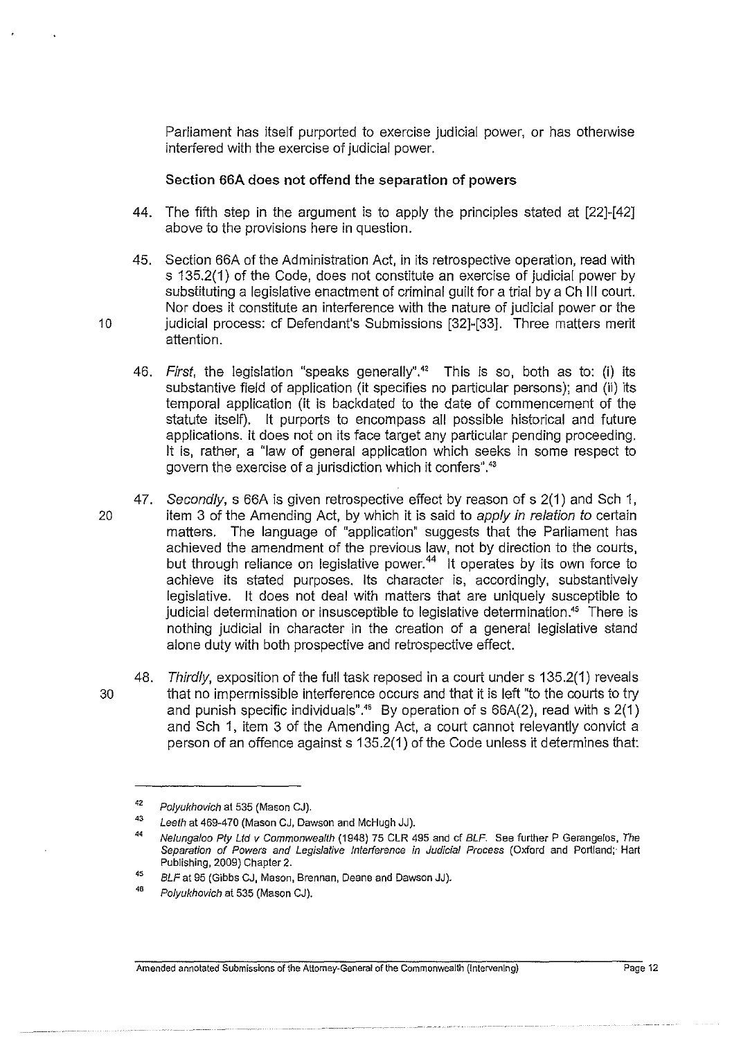Parliament has itself purported to exercise judicial power, or has otherwise interfered with the exercise of judicial power.

**Section 66A does not offend the separation of powers**

44. The fifth step in the argument is to apply the principles stated at [22]-[42] above to the provisions here in question.

45. Section 66A of the Administration Act, in its retrospective operation, read with s 135.2(1) of the Code, does not constitute an exercise of judicial power by substituting a legislative enactment of criminal guilt for a trial by a Ch III court. Nor does it constitute an interference with the nature of judicial power or the judicial process: cf Defendant's Submissions [32]-[33]. Three matters merit attention.

46. *First*, the legislation "speaks generally".[42] This is so, both as to: (i) its substantive field of application (it specifies no particular persons); and (ii) its temporal application (it is backdated to the date of commencement of the statute itself). It purports to encompass all possible historical and future applications. It does not on its face target any particular pending proceeding. It is, rather, a "law of general application which seeks in some respect to govern the exercise of a jurisdiction which it confers".[43]

47. *Secondly*, s 66A is given retrospective effect by reason of s 2(1) and Sch 1, item 3 of the Amending Act, by which it is said to *apply in relation to* certain matters. The language of "application" suggests that the Parliament has achieved the amendment of the previous law, not by direction to the courts, but through reliance on legislative power.[44] It operates by its own force to achieve its stated purposes. Its character is, accordingly, substantively legislative. It does not deal with matters that are uniquely susceptible to judicial determination or insusceptible to legislative determination.[45] There is nothing judicial in character in the creation of a general legislative stand alone duty with both prospective and retrospective effect.

48. *Thirdly*, exposition of the full task reposed in a court under s 135.2(1) reveals that no impermissible interference occurs and that it is left "to the courts to try and punish specific individuals".[46] By operation of s 66A(2), read with s 2(1) and Sch 1, item 3 of the Amending Act, a court cannot relevantly convict a person of an offence against s 135.2(1) of the Code unless it determines that:

---

[42] *Polyukhovich* at 535 (Mason CJ).

[43] *Leeth* at 469-470 (Mason CJ, Dawson and McHugh JJ).

[44] *Nelungaloo Pty Ltd v Commonwealth* (1948) 75 CLR 495 and cf *BLF*. See further P Gerangelos, *The Separation of Powers and Legislative Interference in Judicial Process* (Oxford and Portland; Hart Publishing, 2009) Chapter 2.

[45] *BLF* at 95 (Gibbs CJ, Mason, Brennan, Deane and Dawson JJ).

[46] *Polyukhovich* at 535 (Mason CJ).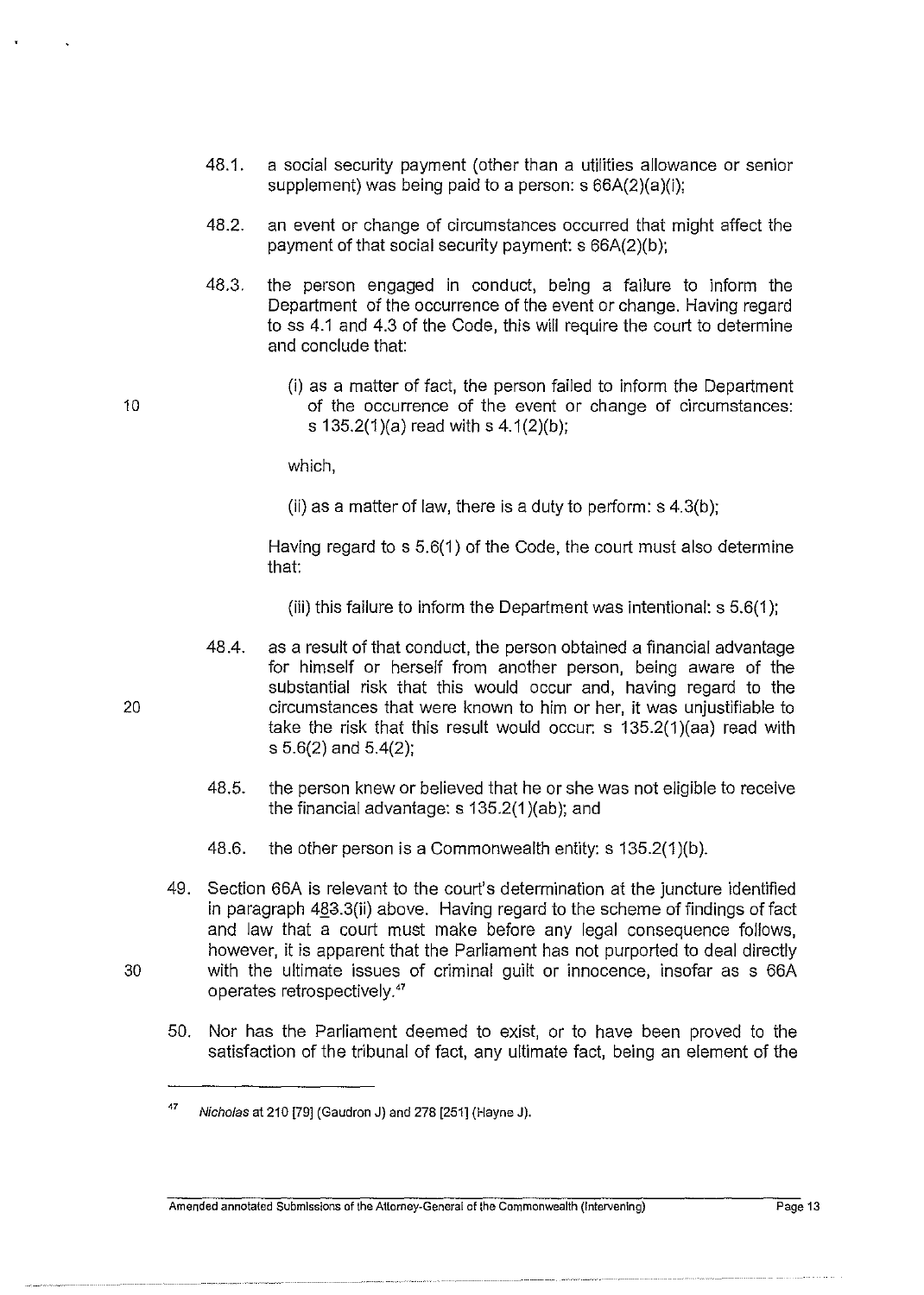48.1. a social security payment (other than a utilities allowance or senior supplement) was being paid to a person: s 66A(2)(a)(i);

48.2. an event or change of circumstances occurred that might affect the payment of that social security payment: s 66A(2)(b);

48.3. the person engaged in conduct, being a failure to inform the Department of the occurrence of the event or change. Having regard to ss 4.1 and 4.3 of the Code, this will require the court to determine and conclude that:

(i) as a matter of fact, the person failed to inform the Department of the occurrence of the event or change of circumstances: s 135.2(1)(a) read with s 4.1(2)(b);

which,

(ii) as a matter of law, there is a duty to perform: s 4.3(b);

Having regard to s 5.6(1) of the Code, the court must also determine that:

(iii) this failure to inform the Department was intentional: s 5.6(1);

48.4. as a result of that conduct, the person obtained a financial advantage for himself or herself from another person, being aware of the substantial risk that this would occur and, having regard to the circumstances that were known to him or her, it was unjustifiable to take the risk that this result would occur: s 135.2(1)(aa) read with s 5.6(2) and 5.4(2);

48.5. the person knew or believed that he or she was not eligible to receive the financial advantage: s 135.2(1)(ab); and

48.6. the other person is a Commonwealth entity: s 135.2(1)(b).

49. Section 66A is relevant to the court's determination at the juncture identified in paragraph 483.3(ii) above. Having regard to the scheme of findings of fact and law that a court must make before any legal consequence follows, however, it is apparent that the Parliament has not purported to deal directly with the ultimate issues of criminal guilt or innocence, insofar as s 66A operates retrospectively.[47]

50. Nor has the Parliament deemed to exist, or to have been proved to the satisfaction of the tribunal of fact, any ultimate fact, being an element of the

---

[47] *Nicholas* at 210 [79] (Gaudron J) and 278 [251] (Hayne J).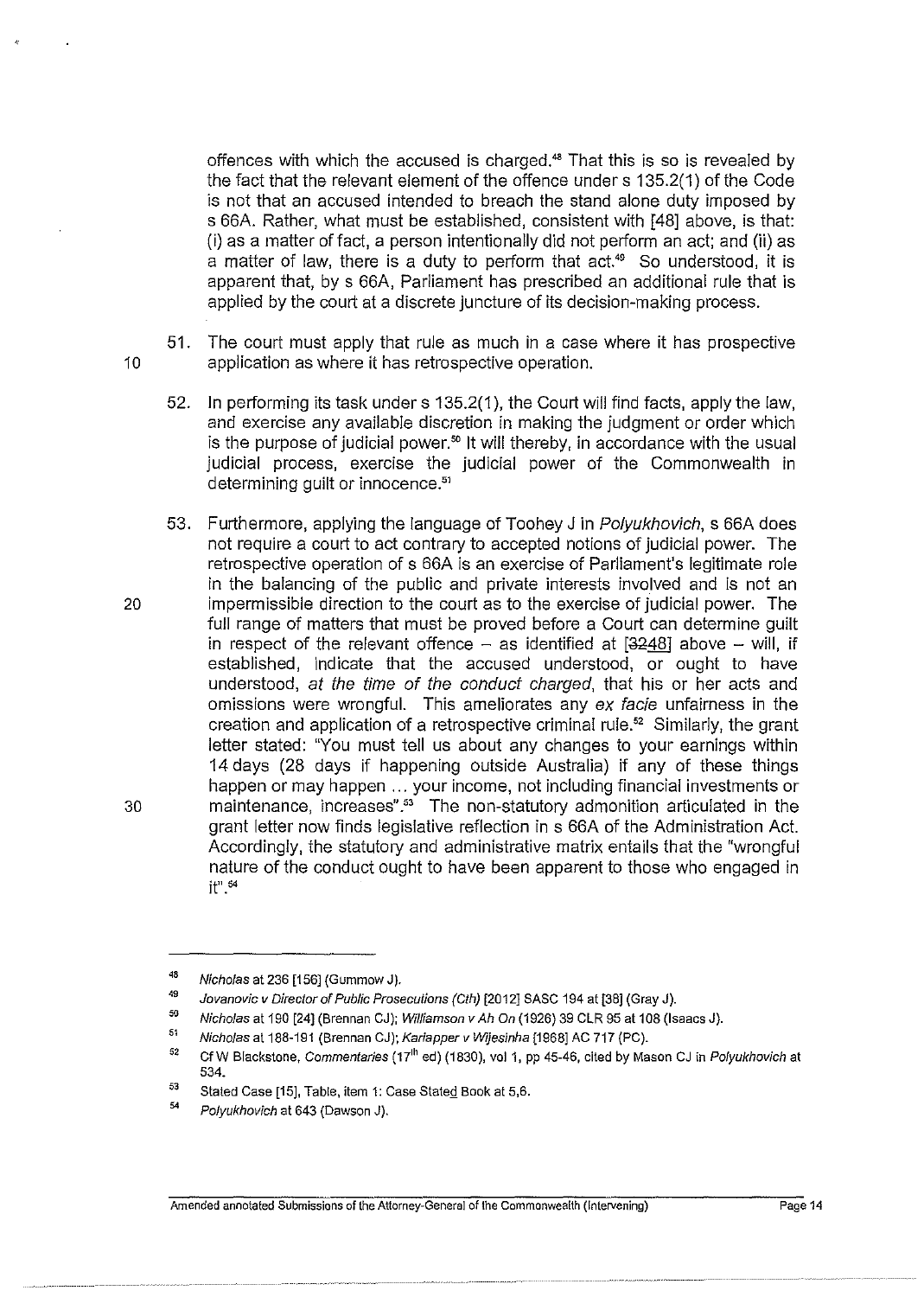offences with which the accused is charged.[48] That this is so is revealed by the fact that the relevant element of the offence under s 135.2(1) of the Code is not that an accused intended to breach the stand alone duty imposed by s 66A. Rather, what must be established, consistent with [48] above, is that: (i) as a matter of fact, a person intentionally did not perform an act; and (ii) as a matter of law, there is a duty to perform that act.[49] So understood, it is apparent that, by s 66A, Parliament has prescribed an additional rule that is applied by the court at a discrete juncture of its decision-making process.

51. The court must apply that rule as much in a case where it has prospective application as where it has retrospective operation.

52. In performing its task under s 135.2(1), the Court will find facts, apply the law, and exercise any available discretion in making the judgment or order which is the purpose of judicial power.[50] It will thereby, in accordance with the usual judicial process, exercise the judicial power of the Commonwealth in determining guilt or innocence.[51]

53. Furthermore, applying the language of Toohey J in *Polyukhovich*, s 66A does not require a court to act contrary to accepted notions of judicial power. The retrospective operation of s 66A is an exercise of Parliament's legitimate role in the balancing of the public and private interests involved and is not an impermissible direction to the court as to the exercise of judicial power. The full range of matters that must be proved before a Court can determine guilt in respect of the relevant offence – as identified at [~~32~~48] above – will, if established, indicate that the accused understood, or ought to have understood, *at the time of the conduct charged*, that his or her acts and omissions were wrongful. This ameliorates any *ex facie* unfairness in the creation and application of a retrospective criminal rule.[52] Similarly, the grant letter stated: "You must tell us about any changes to your earnings within 14 days (28 days if happening outside Australia) if any of these things happen or may happen ... your income, not including financial investments or maintenance, increases".[53] The non-statutory admonition articulated in the grant letter now finds legislative reflection in s 66A of the Administration Act. Accordingly, the statutory and administrative matrix entails that the "wrongful nature of the conduct ought to have been apparent to those who engaged in it".[54]

---

[48] *Nicholas* at 236 [156] (Gummow J).

[49] *Jovanovic v Director of Public Prosecutions (Cth)* [2012] SASC 194 at [38] (Gray J).

[50] *Nicholas* at 190 [24] (Brennan CJ); *Williamson v Ah On* (1926) 39 CLR 95 at 108 (Isaacs J).

[51] *Nicholas* at 188-191 (Brennan CJ); *Kariapper v Wijesinha* [1968] AC 717 (PC).

[52] Cf W Blackstone, *Commentaries* (17th ed) (1830), vol 1, pp 45-46, cited by Mason CJ in *Polyukhovich* at 534.

[53] Stated Case [15], Table, item 1: Case Stated Book at 5,6.

[54] *Polyukhovich* at 643 (Dawson J).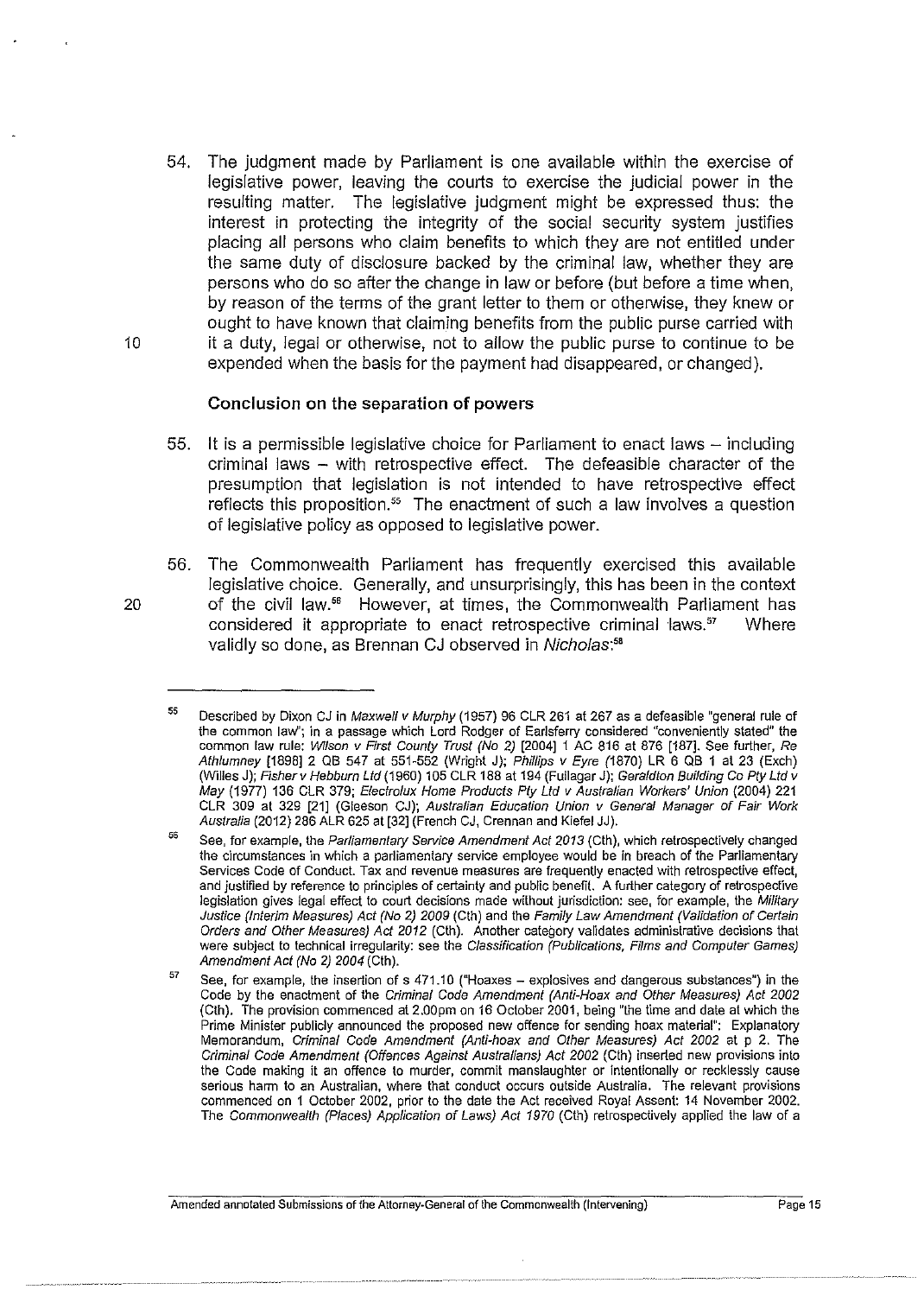54. The judgment made by Parliament is one available within the exercise of legislative power, leaving the courts to exercise the judicial power in the resulting matter. The legislative judgment might be expressed thus: the interest in protecting the integrity of the social security system justifies placing all persons who claim benefits to which they are not entitled under the same duty of disclosure backed by the criminal law, whether they are persons who do so after the change in law or before (but before a time when, by reason of the terms of the grant letter to them or otherwise, they knew or ought to have known that claiming benefits from the public purse carried with it a duty, legal or otherwise, not to allow the public purse to continue to be expended when the basis for the payment had disappeared, or changed).

**Conclusion on the separation of powers**

55. It is a permissible legislative choice for Parliament to enact laws – including criminal laws – with retrospective effect. The defeasible character of the presumption that legislation is not intended to have retrospective effect reflects this proposition.[55] The enactment of such a law involves a question of legislative policy as opposed to legislative power.

56. The Commonwealth Parliament has frequently exercised this available legislative choice. Generally, and unsurprisingly, this has been in the context of the civil law.[56] However, at times, the Commonwealth Parliament has considered it appropriate to enact retrospective criminal laws.[57] Where validly so done, as Brennan CJ observed in *Nicholas*:[58]

---

[55] Described by Dixon CJ in *Maxwell v Murphy* (1957) 96 CLR 261 at 267 as a defeasible "general rule of the common law"; in a passage which Lord Rodger of Earlsferry considered "conveniently stated" the common law rule: *Wilson v First County Trust (No 2)* [2004] 1 AC 816 at 876 [187]. See further, *Re Athlumney* [1898] 2 QB 547 at 551-552 (Wright J); *Phillips v Eyre* (1870) LR 6 QB 1 at 23 (Exch) (Willes J); *Fisher v Hebburn Ltd* (1960) 105 CLR 188 at 194 (Fullagar J); *Geraldton Building Co Pty Ltd v May* (1977) 136 CLR 379; *Electrolux Home Products Pty Ltd v Australian Workers' Union* (2004) 221 CLR 309 at 329 [21] (Gleeson CJ); *Australian Education Union v General Manager of Fair Work Australia* (2012) 286 ALR 625 at [32] (French CJ, Crennan and Kiefel JJ).

[56] See, for example, the *Parliamentary Service Amendment Act 2013* (Cth), which retrospectively changed the circumstances in which a parliamentary service employee would be in breach of the Parliamentary Services Code of Conduct. Tax and revenue measures are frequently enacted with retrospective effect, and justified by reference to principles of certainty and public benefit. A further category of retrospective legislation gives legal effect to court decisions made without jurisdiction: see, for example, the *Military Justice (Interim Measures) Act (No 2) 2009* (Cth) and the *Family Law Amendment (Validation of Certain Orders and Other Measures) Act 2012* (Cth). Another category validates administrative decisions that were subject to technical irregularity: see the *Classification (Publications, Films and Computer Games) Amendment Act (No 2) 2004* (Cth).

[57] See, for example, the insertion of s 471.10 ("Hoaxes – explosives and dangerous substances") in the Code by the enactment of the *Criminal Code Amendment (Anti-Hoax and Other Measures) Act 2002* (Cth). The provision commenced at 2.00pm on 16 October 2001, being "the time and date at which the Prime Minister publicly announced the proposed new offence for sending hoax material": Explanatory Memorandum, *Criminal Code Amendment (Anti-hoax and Other Measures) Act 2002* at p 2. The *Criminal Code Amendment (Offences Against Australians) Act 2002* (Cth) inserted new provisions into the Code making it an offence to murder, commit manslaughter or intentionally or recklessly cause serious harm to an Australian, where that conduct occurs outside Australia. The relevant provisions commenced on 1 October 2002, prior to the date the Act received Royal Assent: 14 November 2002. The *Commonwealth (Places) Application of Laws) Act 1970* (Cth) retrospectively applied the law of a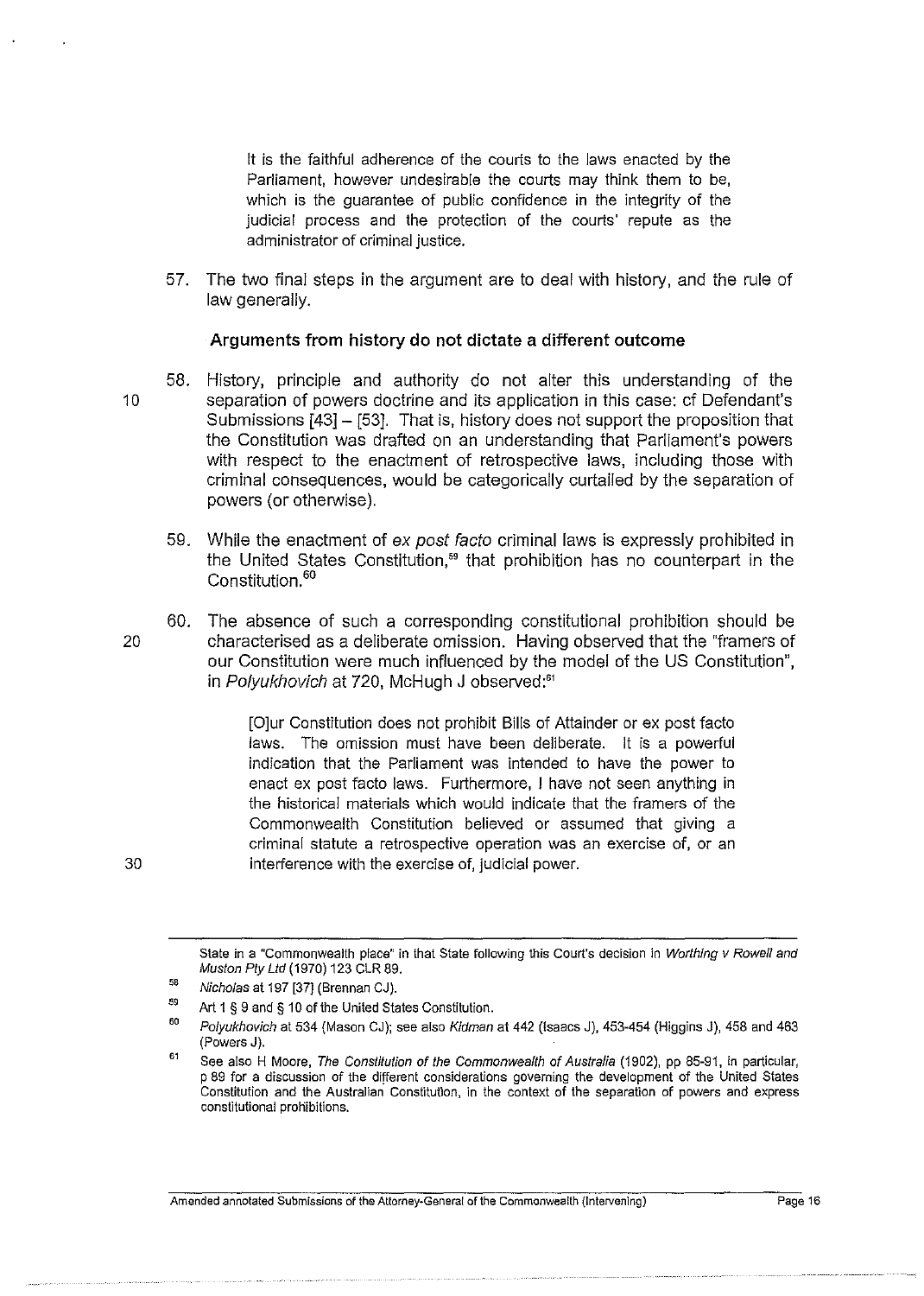> It is the faithful adherence of the courts to the laws enacted by the Parliament, however undesirable the courts may think them to be, which is the guarantee of public confidence in the integrity of the judicial process and the protection of the courts' repute as the administrator of criminal justice.

57. The two final steps in the argument are to deal with history, and the rule of law generally.

### Arguments from history do not dictate a different outcome

58. History, principle and authority do not alter this understanding of the separation of powers doctrine and its application in this case: cf Defendant's Submissions [43] – [53]. That is, history does not support the proposition that the Constitution was drafted on an understanding that Parliament's powers with respect to the enactment of retrospective laws, including those with criminal consequences, would be categorically curtailed by the separation of powers (or otherwise).

59. While the enactment of *ex post facto* criminal laws is expressly prohibited in the United States Constitution,[59] that prohibition has no counterpart in the Constitution.[60]

60. The absence of such a corresponding constitutional prohibition should be characterised as a deliberate omission. Having observed that the "framers of our Constitution were much influenced by the model of the US Constitution", in *Polyukhovich* at 720, McHugh J observed:[61]

> [O]ur Constitution does not prohibit Bills of Attainder or ex post facto laws. The omission must have been deliberate. It is a powerful indication that the Parliament was intended to have the power to enact ex post facto laws. Furthermore, I have not seen anything in the historical materials which would indicate that the framers of the Commonwealth Constitution believed or assumed that giving a criminal statute a retrospective operation was an exercise of, or an interference with the exercise of, judicial power.

---

State in a "Commonwealth place" in that State following this Court's decision in *Worthing v Rowell and Muston Pty Ltd* (1970) 123 CLR 89.

[58] *Nicholas* at 197 [37] (Brennan CJ).

[59] Art 1 § 9 and § 10 of the United States Constitution.

[60] *Polyukhovich* at 534 (Mason CJ); see also *Kidman* at 442 (Isaacs J), 453-454 (Higgins J), 458 and 463 (Powers J).

[61] See also H Moore, *The Constitution of the Commonwealth of Australia* (1902), pp 85-91, in particular, p 89 for a discussion of the different considerations governing the development of the United States Constitution and the Australian Constitution, in the context of the separation of powers and express constitutional prohibitions.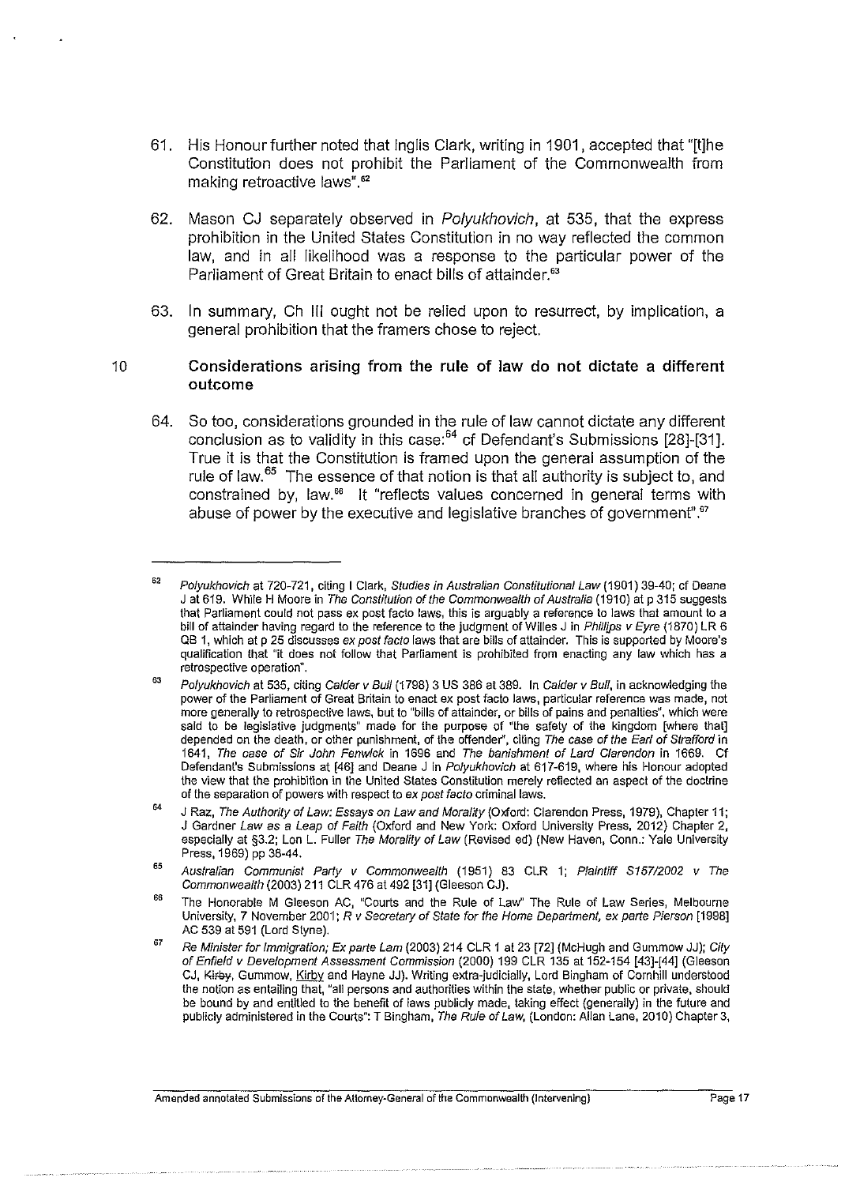61. His Honour further noted that Inglis Clark, writing in 1901, accepted that "[t]he Constitution does not prohibit the Parliament of the Commonwealth from making retroactive laws".[62]

62. Mason CJ separately observed in *Polyukhovich*, at 535, that the express prohibition in the United States Constitution in no way reflected the common law, and in all likelihood was a response to the particular power of the Parliament of Great Britain to enact bills of attainder.[63]

63. In summary, Ch III ought not be relied upon to resurrect, by implication, a general prohibition that the framers chose to reject.

**Considerations arising from the rule of law do not dictate a different outcome**

64. So too, considerations grounded in the rule of law cannot dictate any different conclusion as to validity in this case:[64] cf Defendant's Submissions [28]-[31]. True it is that the Constitution is framed upon the general assumption of the rule of law.[65] The essence of that notion is that all authority is subject to, and constrained by, law.[66] It "reflects values concerned in general terms with abuse of power by the executive and legislative branches of government".[67]

---

[62] *Polyukhovich* at 720-721, citing I Clark, *Studies in Australian Constitutional Law* (1901) 39-40; cf Deane J at 619. While H Moore in *The Constitution of the Commonwealth of Australia* (1910) at p 315 suggests that Parliament could not pass ex post facto laws, this is arguably a reference to laws that amount to a bill of attainder having regard to the reference to the judgment of Willes J in *Phillips v Eyre* (1870) LR 6 QB 1, which at p 25 discusses *ex post facto* laws that are bills of attainder. This is supported by Moore's qualification that "it does not follow that Parliament is prohibited from enacting any law which has a retrospective operation".

[63] *Polyukhovich* at 535, citing *Calder v Bull* (1798) 3 US 386 at 389. In *Calder v Bull*, in acknowledging the power of the Parliament of Great Britain to enact ex post facto laws, particular reference was made, not more generally to retrospective laws, but to "bills of attainder, or bills of pains and penalties", which were said to be legislative judgments" made for the purpose of "the safety of the kingdom [where that] depended on the death, or other punishment, of the offender", citing *The case of the Earl of Strafford* in 1641, *The case of Sir John Fenwick* in 1696 and *The banishment of Lord Clarendon* in 1669. Cf Defendant's Submissions at [46] and Deane J in *Polyukhovich* at 617-619, where his Honour adopted the view that the prohibition in the United States Constitution merely reflected an aspect of the doctrine of the separation of powers with respect to *ex post facto* criminal laws.

[64] J Raz, *The Authority of Law: Essays on Law and Morality* (Oxford: Clarendon Press, 1979), Chapter 11; J Gardner *Law as a Leap of Faith* (Oxford and New York: Oxford University Press, 2012) Chapter 2, especially at §3.2; Lon L. Fuller *The Morality of Law* (Revised ed) (New Haven, Conn.: Yale University Press, 1969) pp 38-44.

[65] *Australian Communist Party v Commonwealth* (1951) 83 CLR 1; *Plaintiff S157/2002 v The Commonwealth* (2003) 211 CLR 476 at 492 [31] (Gleeson CJ).

[66] The Honorable M Gleeson AC, "Courts and the Rule of Law" The Rule of Law Series, Melbourne University, 7 November 2001; *R v Secretary of State for the Home Department, ex parte Pierson* [1998] AC 539 at 591 (Lord Styne).

[67] *Re Minister for Immigration; Ex parte Lam* (2003) 214 CLR 1 at 23 [72] (McHugh and Gummow JJ); *City of Enfield v Development Assessment Commission* (2000) 199 CLR 135 at 152-154 [43]-[44] (Gleeson CJ, ~~Kirby~~, Gummow, Kirby and Hayne JJ). Writing extra-judicially, Lord Bingham of Cornhill understood the notion as entailing that, "all persons and authorities within the state, whether public or private, should be bound by and entitled to the benefit of laws publicly made, taking effect (generally) in the future and publicly administered in the Courts": T Bingham, *The Rule of Law*, (London: Allan Lane, 2010) Chapter 3,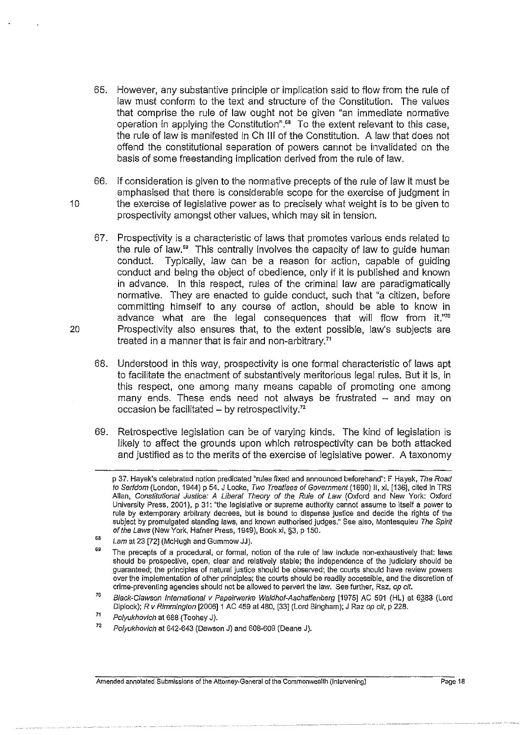65. However, any substantive principle or implication said to flow from the rule of law must conform to the text and structure of the Constitution. The values that comprise the rule of law ought not be given "an immediate normative operation in applying the Constitution".[68] To the extent relevant to this case, the rule of law is manifested in Ch III of the Constitution. A law that does not offend the constitutional separation of powers cannot be invalidated on the basis of some freestanding implication derived from the rule of law.

66. If consideration is given to the normative precepts of the rule of law it must be emphasised that there is considerable scope for the exercise of judgment in the exercise of legislative power as to precisely what weight is to be given to prospectivity amongst other values, which may sit in tension.

67. Prospectivity is a characteristic of laws that promotes various ends related to the rule of law.[69] This centrally involves the capacity of law to guide human conduct. Typically, law can be a reason for action, capable of guiding conduct and being the object of obedience, only if it is published and known in advance. In this respect, rules of the criminal law are paradigmatically normative. They are enacted to guide conduct, such that "a citizen, before committing himself to any course of action, should be able to know in advance what are the legal consequences that will flow from it."[70] Prospectivity also ensures that, to the extent possible, law's subjects are treated in a manner that is fair and non-arbitrary.[71]

68. Understood in this way, prospectivity is one formal characteristic of laws apt to facilitate the enactment of substantively meritorious legal rules. But it is, in this respect, one among many means capable of promoting one among many ends. These ends need not always be frustrated – and may on occasion be facilitated – by retrospectivity.[72]

69. Retrospective legislation can be of varying kinds. The kind of legislation is likely to affect the grounds upon which retrospectivity can be both attacked and justified as to the merits of the exercise of legislative power. A taxonomy

---

p 37. Hayek's celebrated notion predicated "rules fixed and announced beforehand": F Hayek, *The Road to Serfdom* (London, 1944) p 54. J Locke, *Two Treatises of Government* (1690) II, xi, [136], cited in TRS Allan, *Constitutional Justice: A Liberal Theory of the Rule of Law* (Oxford and New York: Oxford University Press, 2001), p 31: "the legislative or supreme authority cannot assume to itself a power to rule by extemporary arbitrary decrees, but is bound to dispense justice and decide the rights of the subject by promulgated standing laws, and known authorised judges." See also, Montesquieu *The Spirit of the Laws* (New York, Hafner Press, 1949), Book xi, §3, p 150.

[68] *Lam* at 23 [72] (McHugh and Gummow JJ).

[69] The precepts of a procedural, or formal, notion of the rule of law include non-exhaustively that: laws should be prospective, open, clear and relatively stable; the independence of the judiciary should be guaranteed; the principles of natural justice should be observed; the courts should have review powers over the implementation of other principles; the courts should be readily accessible, and the discretion of crime-preventing agencies should not be allowed to pervert the law. See further, Raz, *op cit*.

[70] *Black-Clawson International v Papeirwerke Waldhof-Aschaffenberg* [1975] AC 591 (HL) at 6383 (Lord Diplock); *R v Rimmington* [2006] 1 AC 459 at 480, [33] (Lord Bingham); J Raz *op cit*, p 228.

[71] *Polyukhovich* at 688 (Toohey J).

[72] *Polyukhovich* at 642-643 (Dawson J) and 608-609 (Deane J).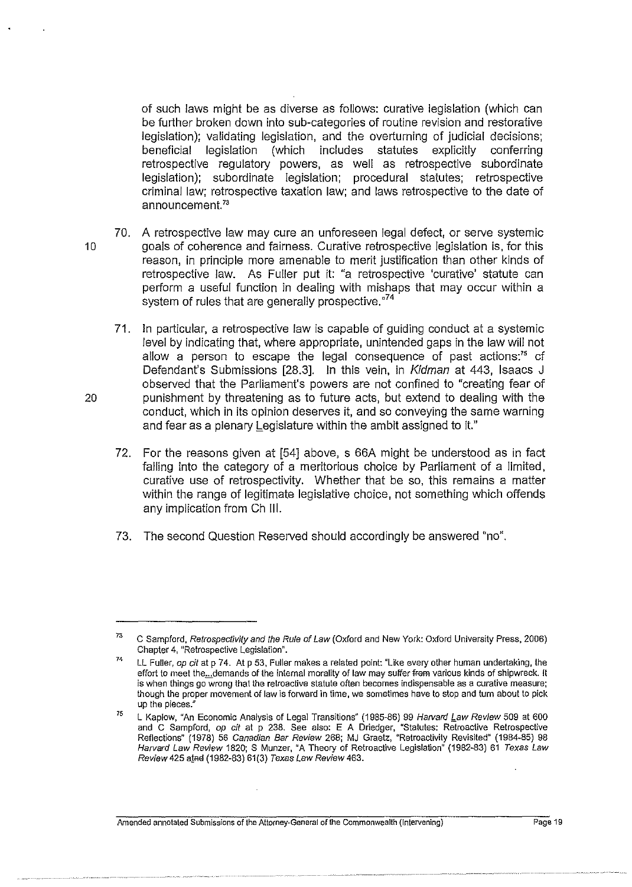of such laws might be as diverse as follows: curative legislation (which can be further broken down into sub-categories of routine revision and restorative legislation); validating legislation, and the overturning of judicial decisions; beneficial legislation (which includes statutes explicitly conferring retrospective regulatory powers, as well as retrospective subordinate legislation); subordinate legislation; procedural statutes; retrospective criminal law; retrospective taxation law; and laws retrospective to the date of announcement.[73]

70. A retrospective law may cure an unforeseen legal defect, or serve systemic goals of coherence and fairness. Curative retrospective legislation is, for this reason, in principle more amenable to merit justification than other kinds of retrospective law. As Fuller put it: "a retrospective 'curative' statute can perform a useful function in dealing with mishaps that may occur within a system of rules that are generally prospective."[74]

71. In particular, a retrospective law is capable of guiding conduct at a systemic level by indicating that, where appropriate, unintended gaps in the law will not allow a person to escape the legal consequence of past actions:[75] cf Defendant's Submissions [28.3]. In this vein, in *Kidman* at 443, Isaacs J observed that the Parliament's powers are not confined to "creating fear of punishment by threatening as to future acts, but extend to dealing with the conduct, which in its opinion deserves it, and so conveying the same warning and fear as a plenary Legislature within the ambit assigned to it."

72. For the reasons given at [54] above, s 66A might be understood as in fact falling into the category of a meritorious choice by Parliament of a limited, curative use of retrospectivity. Whether that be so, this remains a matter within the range of legitimate legislative choice, not something which offends any implication from Ch III.

73. The second Question Reserved should accordingly be answered "no".

---

[73] C Sampford, *Retrospectivity and the Rule of Law* (Oxford and New York: Oxford University Press, 2006) Chapter 4, "Retrospective Legislation".

[74] LL Fuller, *op cit* at p 74. At p 53, Fuller makes a related point: "Like every other human undertaking, the effort to meet the...demands of the internal morality of law may suffer various kinds of shipwreck. It is when things go wrong that the retroactive statute often becomes indispensable as a curative measure; though the proper movement of law is forward in time, we sometimes have to stop and turn about to pick up the pieces."

[75] L Kaplow, "An Economic Analysis of Legal Transitions" (1985-86) 99 *Harvard Law Review* 509 at 600 and C Sampford, *op cit* at p 238. See also: E A Driedger, "Statutes: Retroactive Retrospective Reflections" (1978) 56 *Canadian Bar Review* 268; MJ Graetz, "Retroactivity Revisited" (1984-85) 98 *Harvard Law Review* 1820; S Munzer, "A Theory of Retroactive Legislation" (1982-83) 61 *Texas Law Review* 425 and (1982-83) 61(3) *Texas Law Review* 463.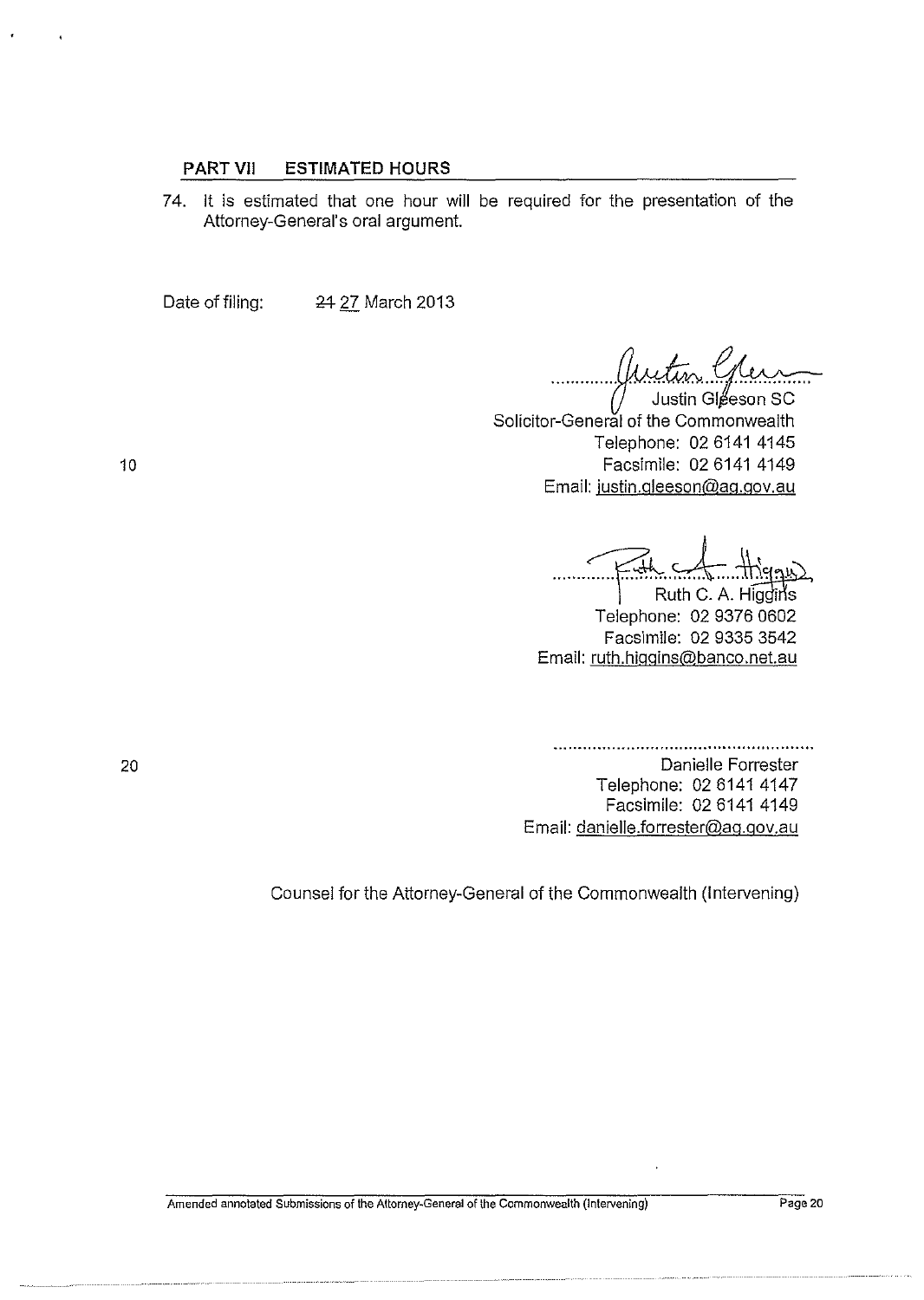## PART VII ESTIMATED HOURS

74. It is estimated that one hour will be required for the presentation of the Attorney-General's oral argument.

Date of filing: ~~24~~ 27 March 2013

Justin Gleeson SC
Solicitor-General of the Commonwealth
Telephone: 02 6141 4145
Facsimile: 02 6141 4149
Email: justin.gleeson@ag.gov.au

Ruth C. A. Higgins
Telephone: 02 9376 0602
Facsimile: 02 9335 3542
Email: ruth.higgins@banco.net.au

Danielle Forrester
Telephone: 02 6141 4147
Facsimile: 02 6141 4149
Email: danielle.forrester@ag.gov.au

Counsel for the Attorney-General of the Commonwealth (Intervening)